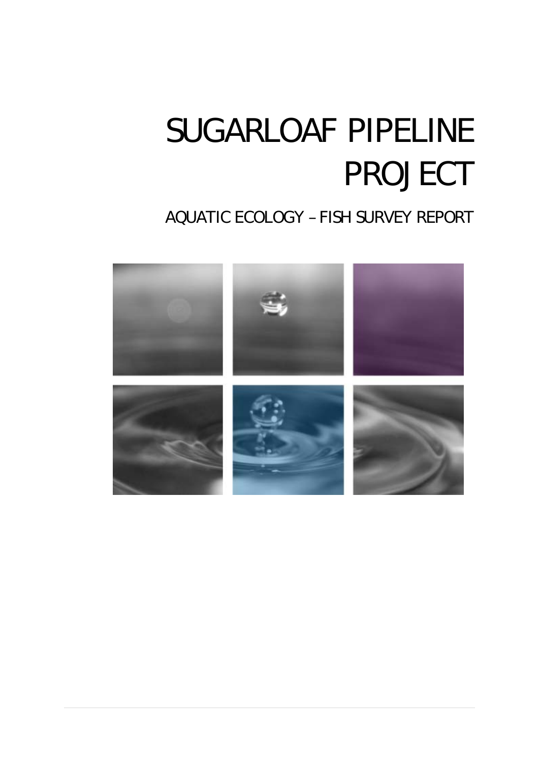# SUGARLOAF PIPELINE PROJECT

## AQUATIC ECOLOGY – FISH SURVEY REPORT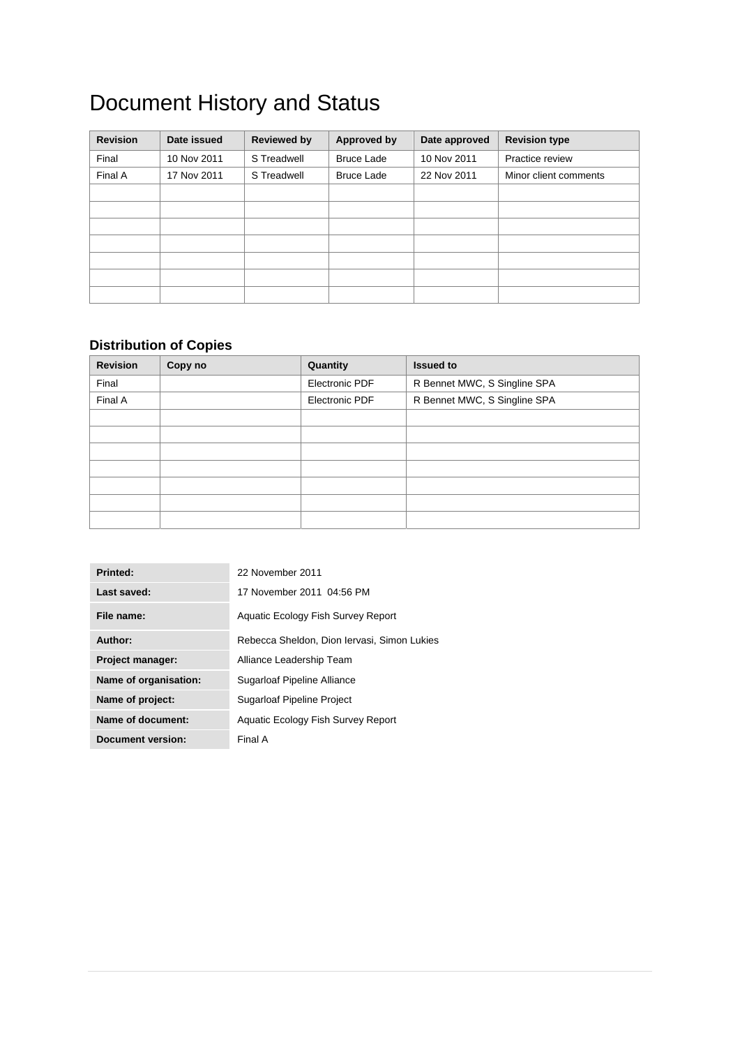# Document History and Status

| Revision | Date issued | Reviewed by | Approved by | Date approved | Revision type |
|---|---|---|---|---|---|
| Final | 10 Nov 2011 | S Treadwell | Bruce Lade | 10 Nov 2011 | Practice review |
| Final A | 17 Nov 2011 | S Treadwell | Bruce Lade | 22 Nov 2011 | Minor client comments |
| | | | | | |
| | | | | | |
| | | | | | |
| | | | | | |
| | | | | | |
| | | | | | |
| | | | | | |

### Distribution of Copies

| Revision | Copy no | Quantity | Issued to |
|---|---|---|---|
| Final | | Electronic PDF | R Bennet MWC, S Singline SPA |
| Final A | | Electronic PDF | R Bennet MWC, S Singline SPA |
| | | | |
| | | | |
| | | | |
| | | | |
| | | | |
| | | | |
| | | | |

| | |
|---|---|
| **Printed:** | 22 November 2011 |
| **Last saved:** | 17 November 2011 04:56 PM |
| **File name:** | Aquatic Ecology Fish Survey Report |
| **Author:** | Rebecca Sheldon, Dion Iervasi, Simon Lukies |
| **Project manager:** | Alliance Leadership Team |
| **Name of organisation:** | Sugarloaf Pipeline Alliance |
| **Name of project:** | Sugarloaf Pipeline Project |
| **Name of document:** | Aquatic Ecology Fish Survey Report |
| **Document version:** | Final A |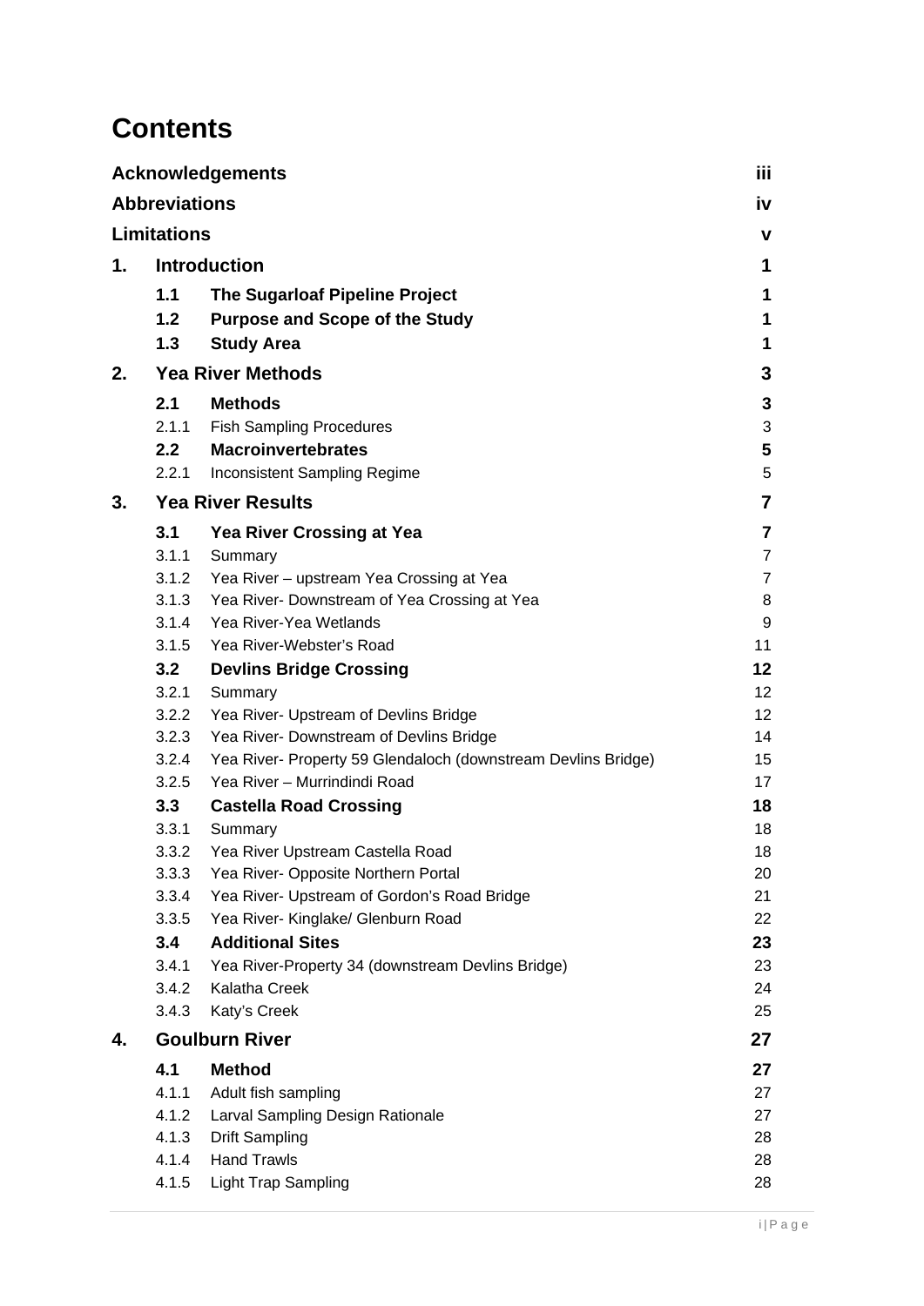# Contents

| | | |
|---|---|---|
| **Acknowledgements** | | **iii** |
| **Abbreviations** | | **iv** |
| **Limitations** | | **v** |
| **1.** | **Introduction** | **1** |
| **1.1** | **The Sugarloaf Pipeline Project** | **1** |
| **1.2** | **Purpose and Scope of the Study** | **1** |
| **1.3** | **Study Area** | **1** |
| **2.** | **Yea River Methods** | **3** |
| **2.1** | **Methods** | **3** |
| 2.1.1 | Fish Sampling Procedures | 3 |
| **2.2** | **Macroinvertebrates** | **5** |
| 2.2.1 | Inconsistent Sampling Regime | 5 |
| **3.** | **Yea River Results** | **7** |
| **3.1** | **Yea River Crossing at Yea** | **7** |
| 3.1.1 | Summary | 7 |
| 3.1.2 | Yea River – upstream Yea Crossing at Yea | 7 |
| 3.1.3 | Yea River- Downstream of Yea Crossing at Yea | 8 |
| 3.1.4 | Yea River-Yea Wetlands | 9 |
| 3.1.5 | Yea River-Webster's Road | 11 |
| **3.2** | **Devlins Bridge Crossing** | **12** |
| 3.2.1 | Summary | 12 |
| 3.2.2 | Yea River- Upstream of Devlins Bridge | 12 |
| 3.2.3 | Yea River- Downstream of Devlins Bridge | 14 |
| 3.2.4 | Yea River- Property 59 Glendaloch (downstream Devlins Bridge) | 15 |
| 3.2.5 | Yea River – Murrindindi Road | 17 |
| **3.3** | **Castella Road Crossing** | **18** |
| 3.3.1 | Summary | 18 |
| 3.3.2 | Yea River Upstream Castella Road | 18 |
| 3.3.3 | Yea River- Opposite Northern Portal | 20 |
| 3.3.4 | Yea River- Upstream of Gordon's Road Bridge | 21 |
| 3.3.5 | Yea River- Kinglake/ Glenburn Road | 22 |
| **3.4** | **Additional Sites** | **23** |
| 3.4.1 | Yea River-Property 34 (downstream Devlins Bridge) | 23 |
| 3.4.2 | Kalatha Creek | 24 |
| 3.4.3 | Katy's Creek | 25 |
| **4.** | **Goulburn River** | **27** |
| **4.1** | **Method** | **27** |
| 4.1.1 | Adult fish sampling | 27 |
| 4.1.2 | Larval Sampling Design Rationale | 27 |
| 4.1.3 | Drift Sampling | 28 |
| 4.1.4 | Hand Trawls | 28 |
| 4.1.5 | Light Trap Sampling | 28 |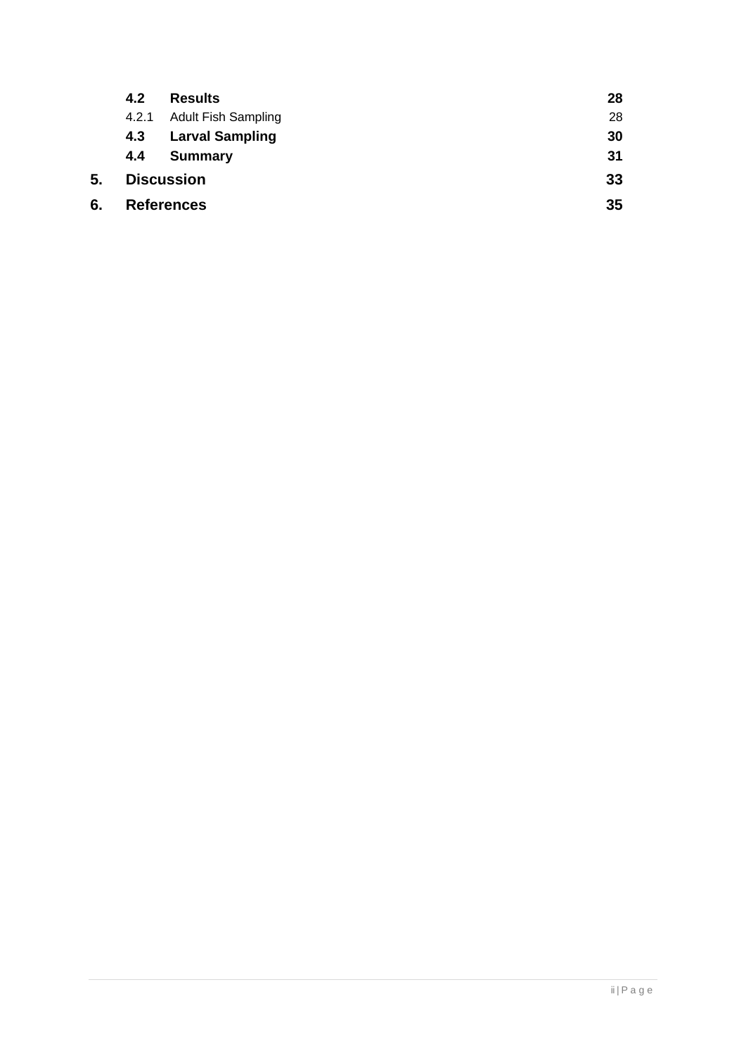| | | |
|---|---|---|
| **4.2** | **Results** | **28** |
| 4.2.1 | Adult Fish Sampling | 28 |
| **4.3** | **Larval Sampling** | **30** |
| **4.4** | **Summary** | **31** |
| **5.** | **Discussion** | **33** |
| **6.** | **References** | **35** |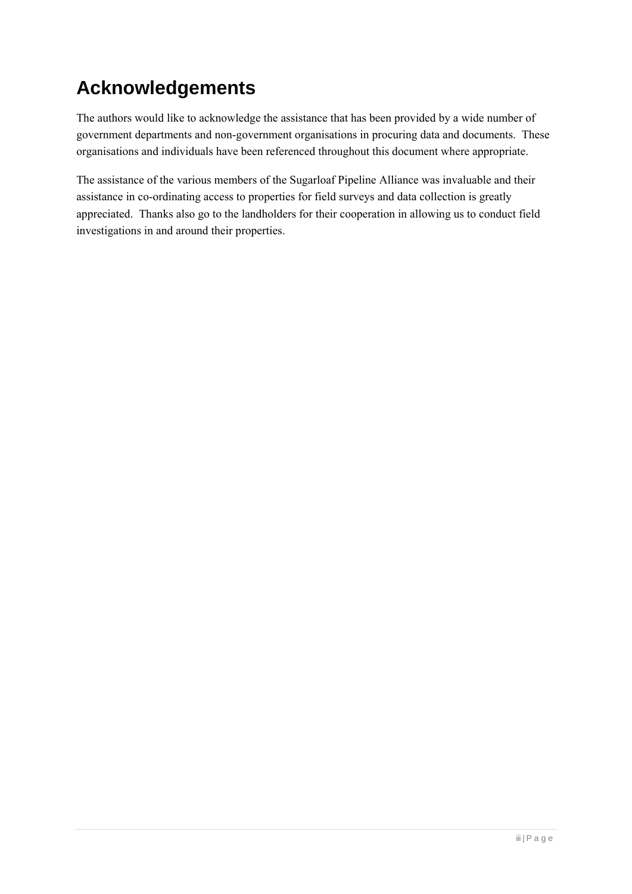# Acknowledgements

The authors would like to acknowledge the assistance that has been provided by a wide number of government departments and non-government organisations in procuring data and documents. These organisations and individuals have been referenced throughout this document where appropriate.

The assistance of the various members of the Sugarloaf Pipeline Alliance was invaluable and their assistance in co-ordinating access to properties for field surveys and data collection is greatly appreciated. Thanks also go to the landholders for their cooperation in allowing us to conduct field investigations in and around their properties.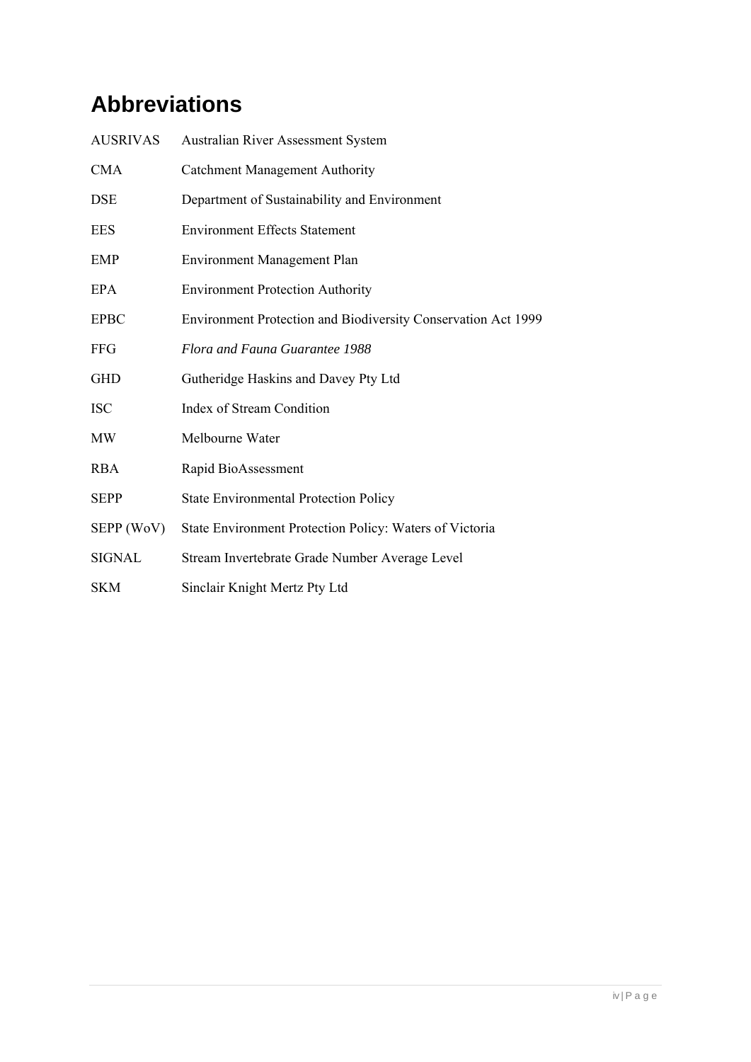# Abbreviations

| | |
|---|---|
| AUSRIVAS | Australian River Assessment System |
| CMA | Catchment Management Authority |
| DSE | Department of Sustainability and Environment |
| EES | Environment Effects Statement |
| EMP | Environment Management Plan |
| EPA | Environment Protection Authority |
| EPBC | Environment Protection and Biodiversity Conservation Act 1999 |
| FFG | *Flora and Fauna Guarantee 1988* |
| GHD | Gutheridge Haskins and Davey Pty Ltd |
| ISC | Index of Stream Condition |
| MW | Melbourne Water |
| RBA | Rapid BioAssessment |
| SEPP | State Environmental Protection Policy |
| SEPP (WoV) | State Environment Protection Policy: Waters of Victoria |
| SIGNAL | Stream Invertebrate Grade Number Average Level |
| SKM | Sinclair Knight Mertz Pty Ltd |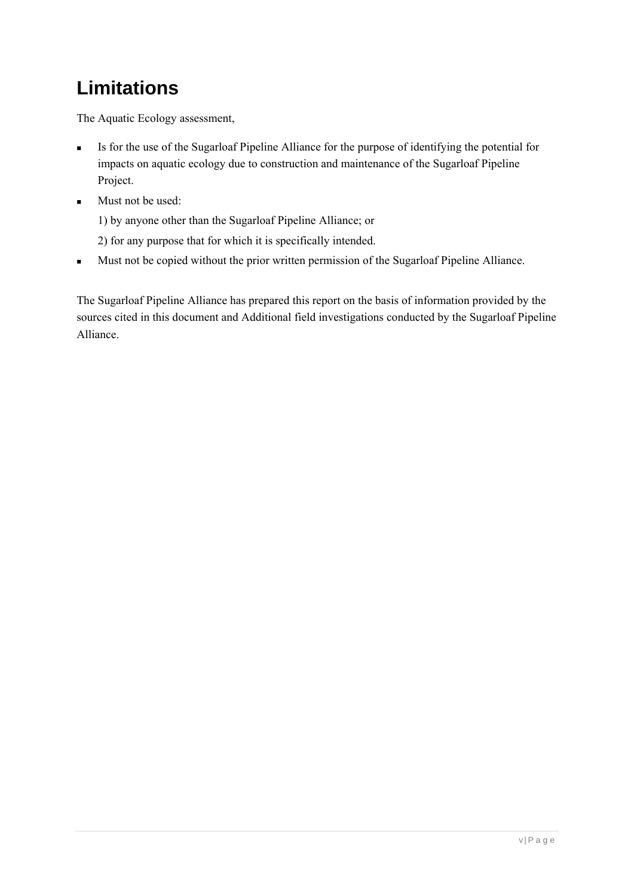# Limitations

The Aquatic Ecology assessment,

- Is for the use of the Sugarloaf Pipeline Alliance for the purpose of identifying the potential for impacts on aquatic ecology due to construction and maintenance of the Sugarloaf Pipeline Project.
- Must not be used:

  1) by anyone other than the Sugarloaf Pipeline Alliance; or

  2) for any purpose that for which it is specifically intended.
- Must not be copied without the prior written permission of the Sugarloaf Pipeline Alliance.

The Sugarloaf Pipeline Alliance has prepared this report on the basis of information provided by the sources cited in this document and Additional field investigations conducted by the Sugarloaf Pipeline Alliance.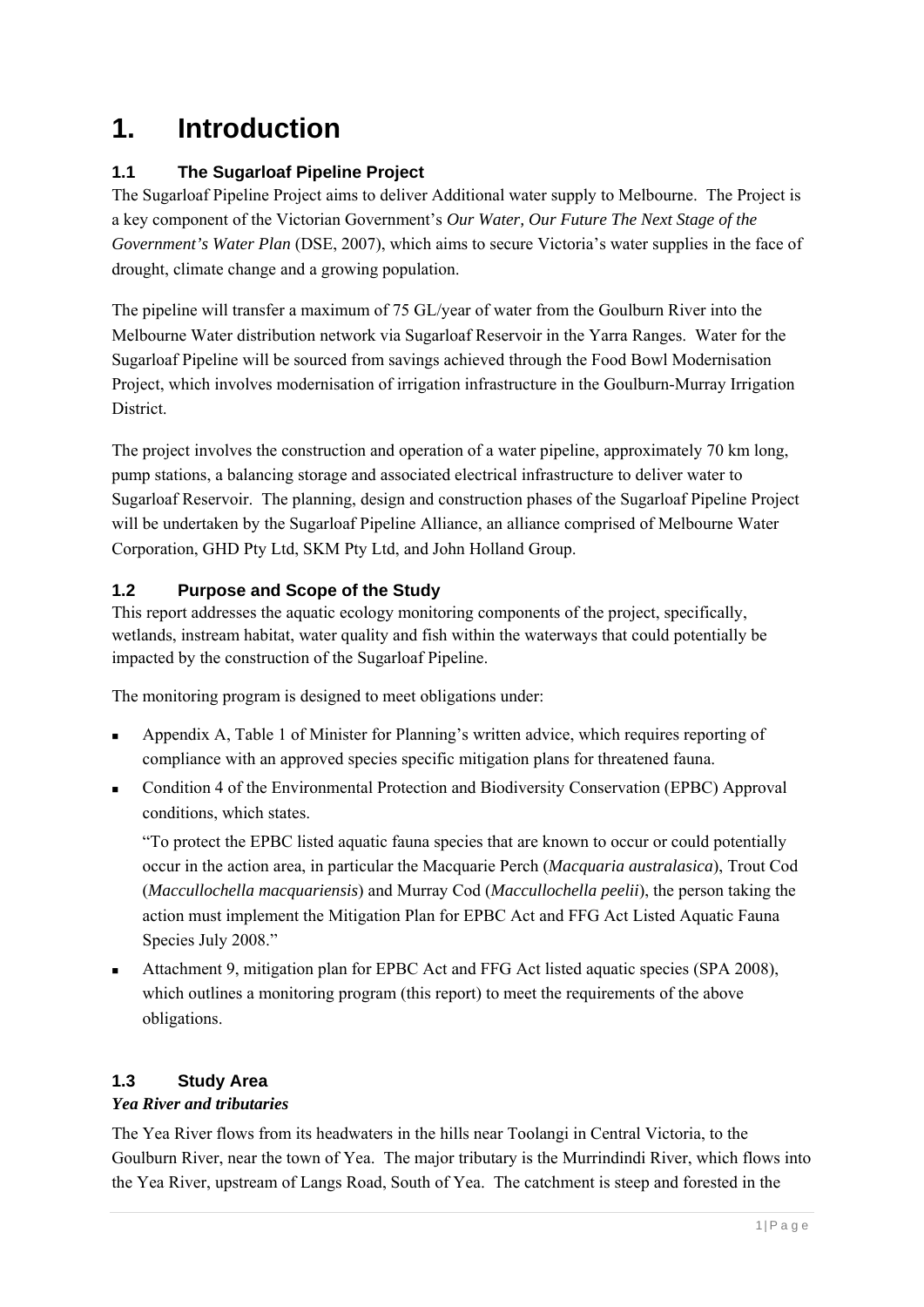# 1. Introduction

## 1.1 The Sugarloaf Pipeline Project

The Sugarloaf Pipeline Project aims to deliver Additional water supply to Melbourne. The Project is a key component of the Victorian Government's *Our Water, Our Future The Next Stage of the Government's Water Plan* (DSE, 2007), which aims to secure Victoria's water supplies in the face of drought, climate change and a growing population.

The pipeline will transfer a maximum of 75 GL/year of water from the Goulburn River into the Melbourne Water distribution network via Sugarloaf Reservoir in the Yarra Ranges. Water for the Sugarloaf Pipeline will be sourced from savings achieved through the Food Bowl Modernisation Project, which involves modernisation of irrigation infrastructure in the Goulburn-Murray Irrigation District.

The project involves the construction and operation of a water pipeline, approximately 70 km long, pump stations, a balancing storage and associated electrical infrastructure to deliver water to Sugarloaf Reservoir. The planning, design and construction phases of the Sugarloaf Pipeline Project will be undertaken by the Sugarloaf Pipeline Alliance, an alliance comprised of Melbourne Water Corporation, GHD Pty Ltd, SKM Pty Ltd, and John Holland Group.

## 1.2 Purpose and Scope of the Study

This report addresses the aquatic ecology monitoring components of the project, specifically, wetlands, instream habitat, water quality and fish within the waterways that could potentially be impacted by the construction of the Sugarloaf Pipeline.

The monitoring program is designed to meet obligations under:

- Appendix A, Table 1 of Minister for Planning's written advice, which requires reporting of compliance with an approved species specific mitigation plans for threatened fauna.
- Condition 4 of the Environmental Protection and Biodiversity Conservation (EPBC) Approval conditions, which states.

  "To protect the EPBC listed aquatic fauna species that are known to occur or could potentially occur in the action area, in particular the Macquarie Perch (*Macquaria australasica*), Trout Cod (*Maccullochella macquariensis*) and Murray Cod (*Maccullochella peelii*), the person taking the action must implement the Mitigation Plan for EPBC Act and FFG Act Listed Aquatic Fauna Species July 2008."
- Attachment 9, mitigation plan for EPBC Act and FFG Act listed aquatic species (SPA 2008), which outlines a monitoring program (this report) to meet the requirements of the above obligations.

## 1.3 Study Area

***Yea River and tributaries***

The Yea River flows from its headwaters in the hills near Toolangi in Central Victoria, to the Goulburn River, near the town of Yea. The major tributary is the Murrindindi River, which flows into the Yea River, upstream of Langs Road, South of Yea. The catchment is steep and forested in the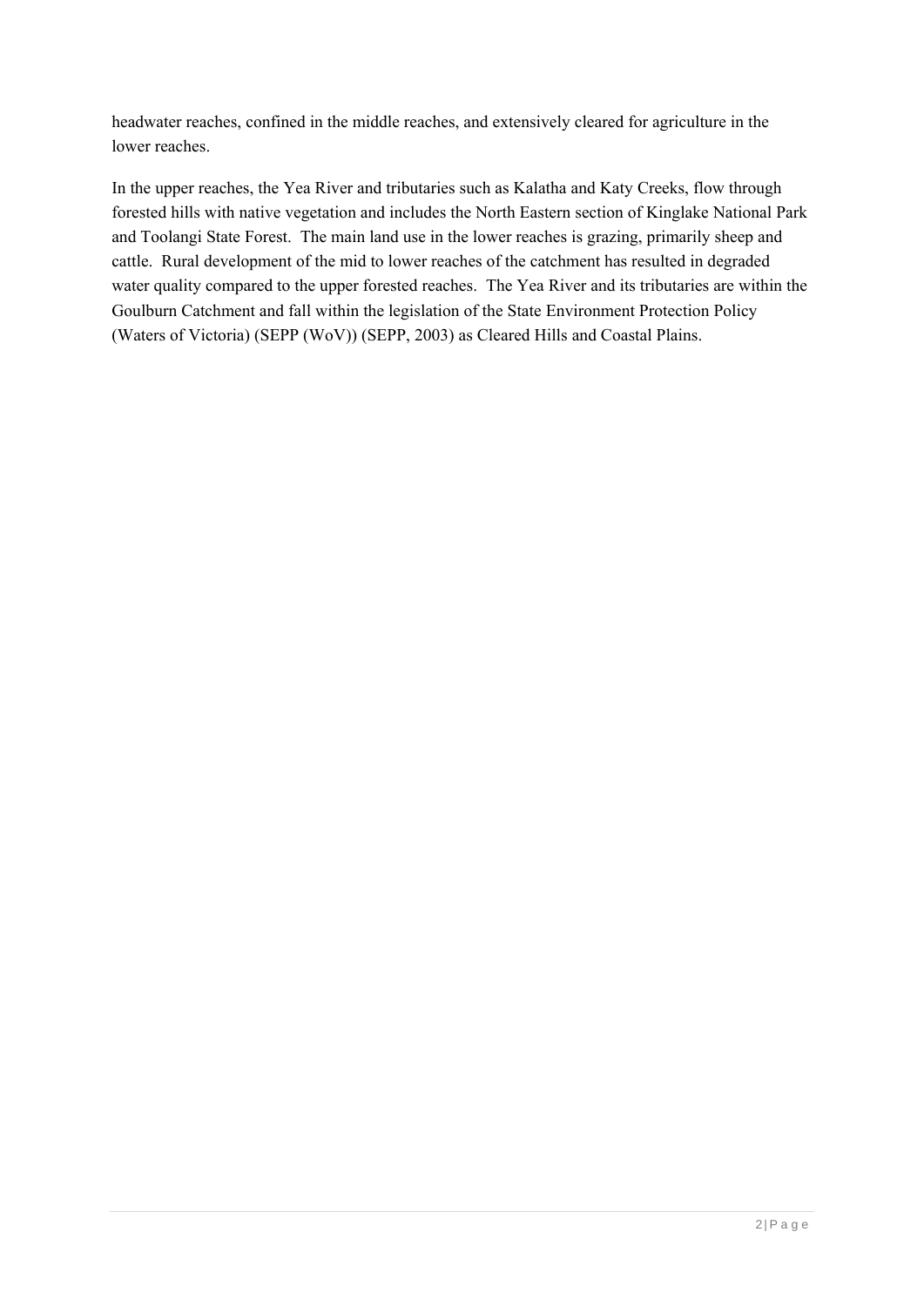headwater reaches, confined in the middle reaches, and extensively cleared for agriculture in the lower reaches.

In the upper reaches, the Yea River and tributaries such as Kalatha and Katy Creeks, flow through forested hills with native vegetation and includes the North Eastern section of Kinglake National Park and Toolangi State Forest. The main land use in the lower reaches is grazing, primarily sheep and cattle. Rural development of the mid to lower reaches of the catchment has resulted in degraded water quality compared to the upper forested reaches. The Yea River and its tributaries are within the Goulburn Catchment and fall within the legislation of the State Environment Protection Policy (Waters of Victoria) (SEPP (WoV)) (SEPP, 2003) as Cleared Hills and Coastal Plains.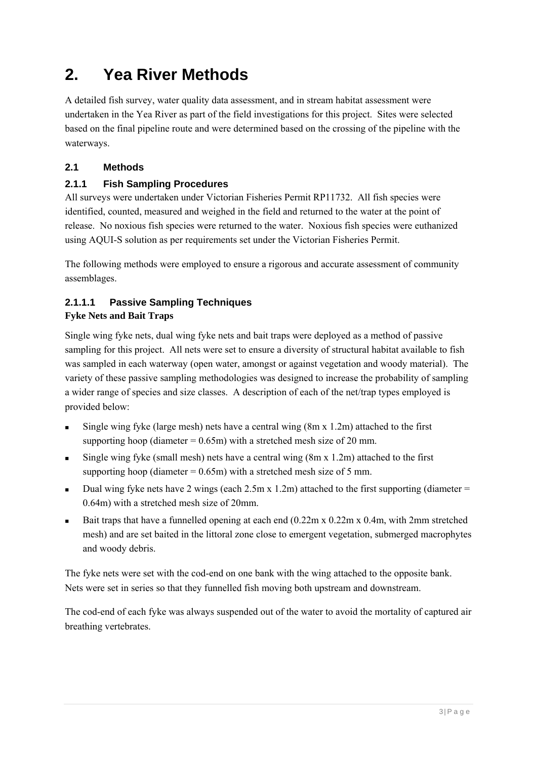# 2. Yea River Methods

A detailed fish survey, water quality data assessment, and in stream habitat assessment were undertaken in the Yea River as part of the field investigations for this project. Sites were selected based on the final pipeline route and were determined based on the crossing of the pipeline with the waterways.

## 2.1 Methods

### 2.1.1 Fish Sampling Procedures

All surveys were undertaken under Victorian Fisheries Permit RP11732. All fish species were identified, counted, measured and weighed in the field and returned to the water at the point of release. No noxious fish species were returned to the water. Noxious fish species were euthanized using AQUI-S solution as per requirements set under the Victorian Fisheries Permit.

The following methods were employed to ensure a rigorous and accurate assessment of community assemblages.

#### 2.1.1.1 Passive Sampling Techniques

**Fyke Nets and Bait Traps**

Single wing fyke nets, dual wing fyke nets and bait traps were deployed as a method of passive sampling for this project. All nets were set to ensure a diversity of structural habitat available to fish was sampled in each waterway (open water, amongst or against vegetation and woody material). The variety of these passive sampling methodologies was designed to increase the probability of sampling a wider range of species and size classes. A description of each of the net/trap types employed is provided below:

- Single wing fyke (large mesh) nets have a central wing (8m x 1.2m) attached to the first supporting hoop (diameter = 0.65m) with a stretched mesh size of 20 mm.
- Single wing fyke (small mesh) nets have a central wing (8m x 1.2m) attached to the first supporting hoop (diameter = 0.65m) with a stretched mesh size of 5 mm.
- Dual wing fyke nets have 2 wings (each 2.5m x 1.2m) attached to the first supporting (diameter = 0.64m) with a stretched mesh size of 20mm.
- Bait traps that have a funnelled opening at each end (0.22m x 0.22m x 0.4m, with 2mm stretched mesh) and are set baited in the littoral zone close to emergent vegetation, submerged macrophytes and woody debris.

The fyke nets were set with the cod-end on one bank with the wing attached to the opposite bank. Nets were set in series so that they funnelled fish moving both upstream and downstream.

The cod-end of each fyke was always suspended out of the water to avoid the mortality of captured air breathing vertebrates.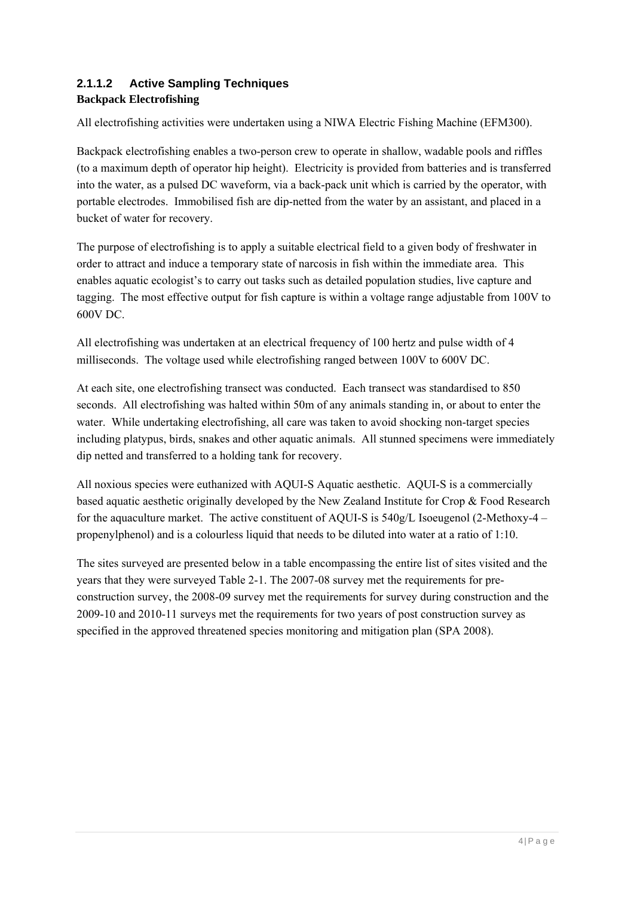#### 2.1.1.2 Active Sampling Techniques

**Backpack Electrofishing**

All electrofishing activities were undertaken using a NIWA Electric Fishing Machine (EFM300).

Backpack electrofishing enables a two-person crew to operate in shallow, wadable pools and riffles (to a maximum depth of operator hip height). Electricity is provided from batteries and is transferred into the water, as a pulsed DC waveform, via a back-pack unit which is carried by the operator, with portable electrodes. Immobilised fish are dip-netted from the water by an assistant, and placed in a bucket of water for recovery.

The purpose of electrofishing is to apply a suitable electrical field to a given body of freshwater in order to attract and induce a temporary state of narcosis in fish within the immediate area. This enables aquatic ecologist's to carry out tasks such as detailed population studies, live capture and tagging. The most effective output for fish capture is within a voltage range adjustable from 100V to 600V DC.

All electrofishing was undertaken at an electrical frequency of 100 hertz and pulse width of 4 milliseconds. The voltage used while electrofishing ranged between 100V to 600V DC.

At each site, one electrofishing transect was conducted. Each transect was standardised to 850 seconds. All electrofishing was halted within 50m of any animals standing in, or about to enter the water. While undertaking electrofishing, all care was taken to avoid shocking non-target species including platypus, birds, snakes and other aquatic animals. All stunned specimens were immediately dip netted and transferred to a holding tank for recovery.

All noxious species were euthanized with AQUI-S Aquatic aesthetic. AQUI-S is a commercially based aquatic aesthetic originally developed by the New Zealand Institute for Crop & Food Research for the aquaculture market. The active constituent of AQUI-S is 540g/L Isoeugenol (2-Methoxy-4 – propenylphenol) and is a colourless liquid that needs to be diluted into water at a ratio of 1:10.

The sites surveyed are presented below in a table encompassing the entire list of sites visited and the years that they were surveyed Table 2-1. The 2007-08 survey met the requirements for pre-construction survey, the 2008-09 survey met the requirements for survey during construction and the 2009-10 and 2010-11 surveys met the requirements for two years of post construction survey as specified in the approved threatened species monitoring and mitigation plan (SPA 2008).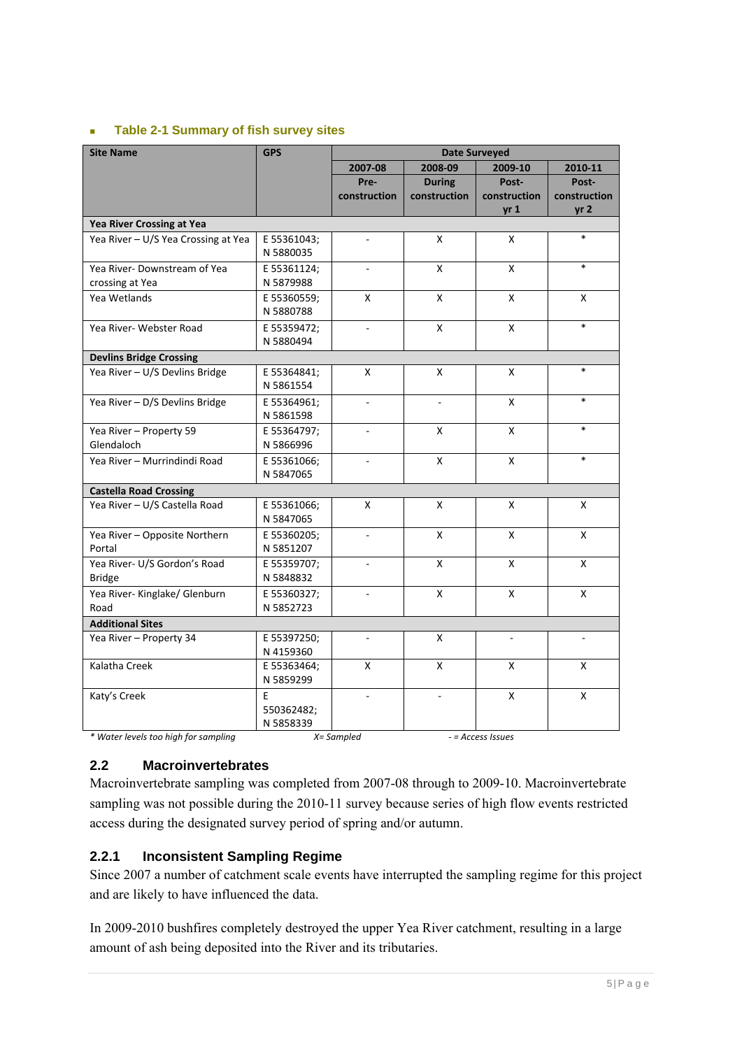- **Table 2-1 Summary of fish survey sites**

| Site Name | GPS | Date Surveyed | | | |
|---|---|---|---|---|---|
| | | 2007-08 Pre-construction | 2008-09 During construction | 2009-10 Post-construction yr 1 | 2010-11 Post-construction yr 2 |
| **Yea River Crossing at Yea** | | | | | |
| Yea River – U/S Yea Crossing at Yea | E 55361043; N 5880035 | - | X | X | * |
| Yea River- Downstream of Yea crossing at Yea | E 55361124; N 5879988 | - | X | X | * |
| Yea Wetlands | E 55360559; N 5880788 | X | X | X | X |
| Yea River- Webster Road | E 55359472; N 5880494 | - | X | X | * |
| **Devlins Bridge Crossing** | | | | | |
| Yea River – U/S Devlins Bridge | E 55364841; N 5861554 | X | X | X | * |
| Yea River – D/S Devlins Bridge | E 55364961; N 5861598 | - | - | X | * |
| Yea River – Property 59 Glendaloch | E 55364797; N 5866996 | - | X | X | * |
| Yea River – Murrindindi Road | E 55361066; N 5847065 | - | X | X | * |
| **Castella Road Crossing** | | | | | |
| Yea River – U/S Castella Road | E 55361066; N 5847065 | X | X | X | X |
| Yea River – Opposite Northern Portal | E 55360205; N 5851207 | - | X | X | X |
| Yea River- U/S Gordon's Road Bridge | E 55359707; N 5848832 | - | X | X | X |
| Yea River- Kinglake/ Glenburn Road | E 55360327; N 5852723 | - | X | X | X |
| **Additional Sites** | | | | | |
| Yea River – Property 34 | E 55397250; N 4159360 | - | X | - | - |
| Kalatha Creek | E 55363464; N 5859299 | X | X | X | X |
| Katy's Creek | E 550362482; N 5858339 | - | - | X | X |

*\* Water levels too high for sampling* &nbsp;&nbsp;&nbsp; *X= Sampled* &nbsp;&nbsp;&nbsp; *- = Access Issues*

## 2.2 Macroinvertebrates

Macroinvertebrate sampling was completed from 2007-08 through to 2009-10. Macroinvertebrate sampling was not possible during the 2010-11 survey because series of high flow events restricted access during the designated survey period of spring and/or autumn.

### 2.2.1 Inconsistent Sampling Regime

Since 2007 a number of catchment scale events have interrupted the sampling regime for this project and are likely to have influenced the data.

In 2009-2010 bushfires completely destroyed the upper Yea River catchment, resulting in a large amount of ash being deposited into the River and its tributaries.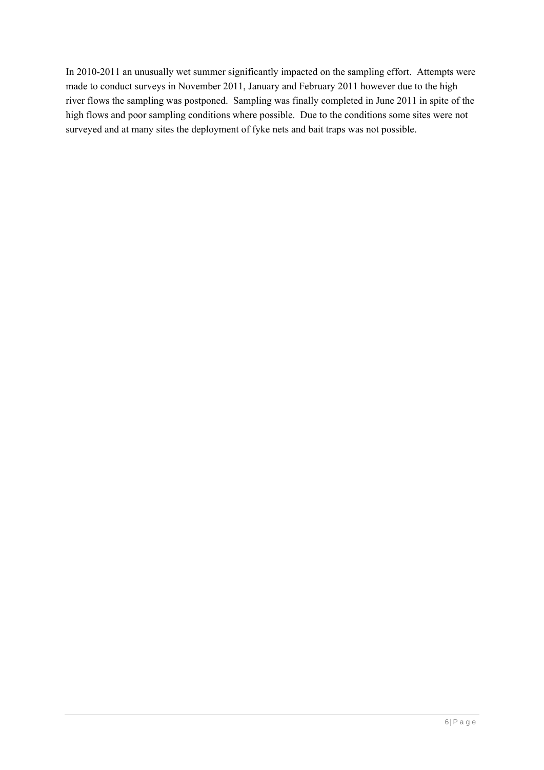In 2010-2011 an unusually wet summer significantly impacted on the sampling effort. Attempts were made to conduct surveys in November 2011, January and February 2011 however due to the high river flows the sampling was postponed. Sampling was finally completed in June 2011 in spite of the high flows and poor sampling conditions where possible. Due to the conditions some sites were not surveyed and at many sites the deployment of fyke nets and bait traps was not possible.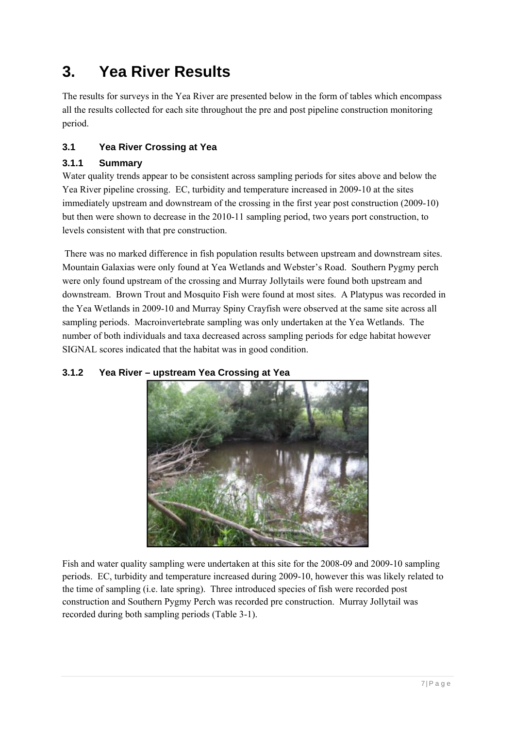# 3. Yea River Results

The results for surveys in the Yea River are presented below in the form of tables which encompass all the results collected for each site throughout the pre and post pipeline construction monitoring period.

## 3.1 Yea River Crossing at Yea

### 3.1.1 Summary

Water quality trends appear to be consistent across sampling periods for sites above and below the Yea River pipeline crossing. EC, turbidity and temperature increased in 2009-10 at the sites immediately upstream and downstream of the crossing in the first year post construction (2009-10) but then were shown to decrease in the 2010-11 sampling period, two years port construction, to levels consistent with that pre construction.

There was no marked difference in fish population results between upstream and downstream sites. Mountain Galaxias were only found at Yea Wetlands and Webster's Road. Southern Pygmy perch were only found upstream of the crossing and Murray Jollytails were found both upstream and downstream. Brown Trout and Mosquito Fish were found at most sites. A Platypus was recorded in the Yea Wetlands in 2009-10 and Murray Spiny Crayfish were observed at the same site across all sampling periods. Macroinvertebrate sampling was only undertaken at the Yea Wetlands. The number of both individuals and taxa decreased across sampling periods for edge habitat however SIGNAL scores indicated that the habitat was in good condition.

### 3.1.2 Yea River – upstream Yea Crossing at Yea

Fish and water quality sampling were undertaken at this site for the 2008-09 and 2009-10 sampling periods. EC, turbidity and temperature increased during 2009-10, however this was likely related to the time of sampling (i.e. late spring). Three introduced species of fish were recorded post construction and Southern Pygmy Perch was recorded pre construction. Murray Jollytail was recorded during both sampling periods (Table 3-1).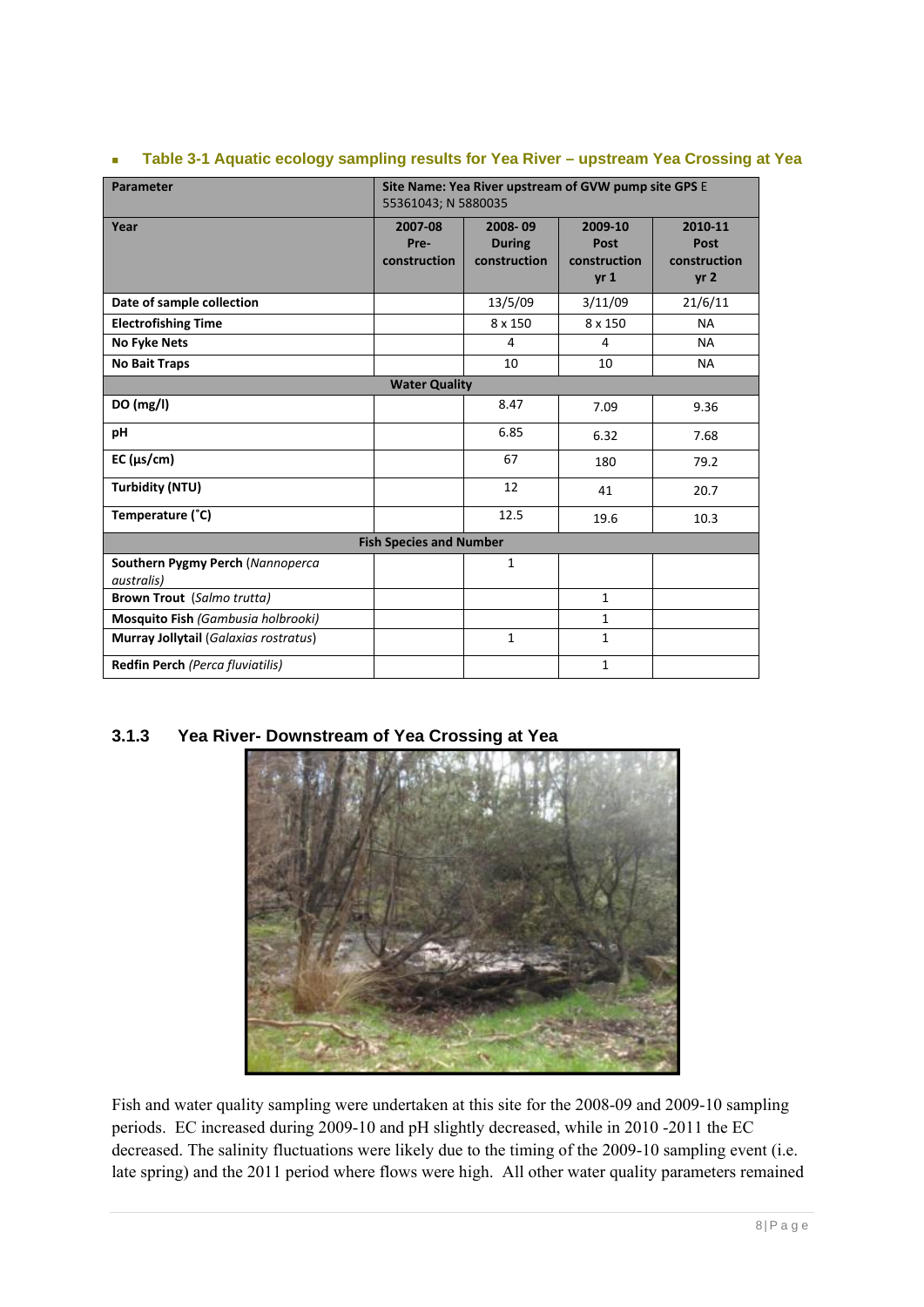- **Table 3-1 Aquatic ecology sampling results for Yea River – upstream Yea Crossing at Yea**

| Parameter | Site Name: Yea River upstream of GVW pump site GPS E 55361043; N 5880035 | | | |
|---|---|---|---|---|
| **Year** | **2007-08 Pre-construction** | **2008- 09 During construction** | **2009-10 Post construction yr 1** | **2010-11 Post construction yr 2** |
| **Date of sample collection** | | 13/5/09 | 3/11/09 | 21/6/11 |
| **Electrofishing Time** | | 8 x 150 | 8 x 150 | NA |
| **No Fyke Nets** | | 4 | 4 | NA |
| **No Bait Traps** | | 10 | 10 | NA |
| **Water Quality** | | | | |
| **DO (mg/l)** | | 8.47 | 7.09 | 9.36 |
| **pH** | | 6.85 | 6.32 | 7.68 |
| **EC (µs/cm)** | | 67 | 180 | 79.2 |
| **Turbidity (NTU)** | | 12 | 41 | 20.7 |
| **Temperature (˚C)** | | 12.5 | 19.6 | 10.3 |
| **Fish Species and Number** | | | | |
| **Southern Pygmy Perch** (*Nannoperca australis)* | | 1 | | |
| **Brown Trout** (*Salmo trutta)* | | | 1 | |
| **Mosquito Fish** *(Gambusia holbrooki)* | | | 1 | |
| **Murray Jollytail** (*Galaxias rostratus*) | | 1 | 1 | |
| **Redfin Perch** *(Perca fluviatilis)* | | | 1 | |

### 3.1.3 Yea River- Downstream of Yea Crossing at Yea

Fish and water quality sampling were undertaken at this site for the 2008-09 and 2009-10 sampling periods. EC increased during 2009-10 and pH slightly decreased, while in 2010 -2011 the EC decreased. The salinity fluctuations were likely due to the timing of the 2009-10 sampling event (i.e. late spring) and the 2011 period where flows were high. All other water quality parameters remained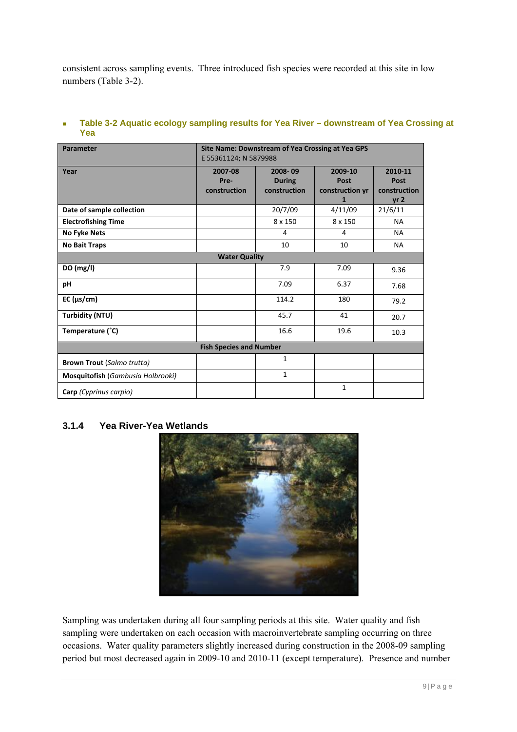consistent across sampling events. Three introduced fish species were recorded at this site in low numbers (Table 3-2).

- **Table 3-2 Aquatic ecology sampling results for Yea River – downstream of Yea Crossing at Yea**

| Parameter | Site Name: Downstream of Yea Crossing at Yea GPS E 55361124; N 5879988 | | | |
|---|---|---|---|---|
| **Year** | **2007-08 Pre-construction** | **2008- 09 During construction** | **2009-10 Post construction yr 1** | **2010-11 Post construction yr 2** |
| **Date of sample collection** | | 20/7/09 | 4/11/09 | 21/6/11 |
| **Electrofishing Time** | | 8 x 150 | 8 x 150 | NA |
| **No Fyke Nets** | | 4 | 4 | NA |
| **No Bait Traps** | | 10 | 10 | NA |
| **Water Quality** | | | | |
| **DO (mg/l)** | | 7.9 | 7.09 | 9.36 |
| **pH** | | 7.09 | 6.37 | 7.68 |
| **EC (µs/cm)** | | 114.2 | 180 | 79.2 |
| **Turbidity (NTU)** | | 45.7 | 41 | 20.7 |
| **Temperature (˚C)** | | 16.6 | 19.6 | 10.3 |
| **Fish Species and Number** | | | | |
| **Brown Trout** (*Salmo trutta*) | | 1 | | |
| **Mosquitofish** (*Gambusia Holbrooki*) | | 1 | | |
| **Carp** (*Cyprinus carpio*) | | | 1 | |

### 3.1.4 Yea River-Yea Wetlands

Sampling was undertaken during all four sampling periods at this site. Water quality and fish sampling were undertaken on each occasion with macroinvertebrate sampling occurring on three occasions. Water quality parameters slightly increased during construction in the 2008-09 sampling period but most decreased again in 2009-10 and 2010-11 (except temperature). Presence and number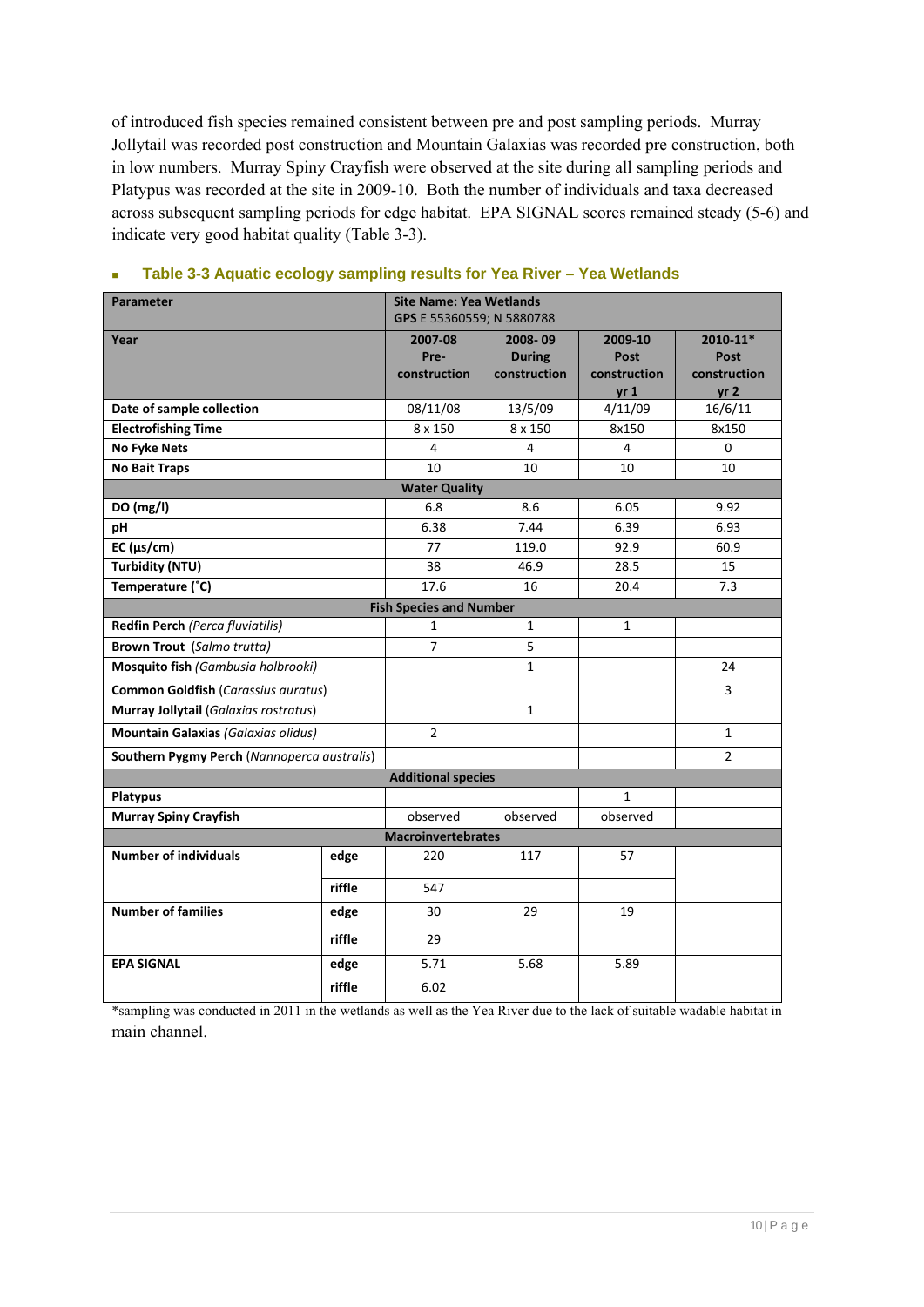of introduced fish species remained consistent between pre and post sampling periods. Murray Jollytail was recorded post construction and Mountain Galaxias was recorded pre construction, both in low numbers. Murray Spiny Crayfish were observed at the site during all sampling periods and Platypus was recorded at the site in 2009-10. Both the number of individuals and taxa decreased across subsequent sampling periods for edge habitat. EPA SIGNAL scores remained steady (5-6) and indicate very good habitat quality (Table 3-3).

### Table 3-3 Aquatic ecology sampling results for Yea River – Yea Wetlands

| **Parameter** | | **Site Name: Yea Wetlands** GPS E 55360559; N 5880788 | | | |
|---|---|---|---|---|---|
| **Year** | | **2007-08 Pre-construction** | **2008- 09 During construction** | **2009-10 Post construction yr 1** | **2010-11* Post construction yr 2** |
| **Date of sample collection** | | 08/11/08 | 13/5/09 | 4/11/09 | 16/6/11 |
| **Electrofishing Time** | | 8 x 150 | 8 x 150 | 8x150 | 8x150 |
| **No Fyke Nets** | | 4 | 4 | 4 | 0 |
| **No Bait Traps** | | 10 | 10 | 10 | 10 |
| **Water Quality** | | | | | |
| **DO (mg/l)** | | 6.8 | 8.6 | 6.05 | 9.92 |
| **pH** | | 6.38 | 7.44 | 6.39 | 6.93 |
| **EC (μs/cm)** | | 77 | 119.0 | 92.9 | 60.9 |
| **Turbidity (NTU)** | | 38 | 46.9 | 28.5 | 15 |
| **Temperature (˚C)** | | 17.6 | 16 | 20.4 | 7.3 |
| **Fish Species and Number** | | | | | |
| **Redfin Perch** *(Perca fluviatilis)* | | 1 | 1 | 1 | |
| **Brown Trout** *(Salmo trutta)* | | 7 | 5 | | |
| **Mosquito fish** *(Gambusia holbrooki)* | | | 1 | | 24 |
| **Common Goldfish** (*Carassius auratus*) | | | | | 3 |
| **Murray Jollytail** (*Galaxias rostratus*) | | | 1 | | |
| **Mountain Galaxias** *(Galaxias olidus)* | | 2 | | | 1 |
| **Southern Pygmy Perch** (*Nannoperca australis*) | | | | | 2 |
| **Additional species** | | | | | |
| **Platypus** | | | | 1 | |
| **Murray Spiny Crayfish** | | observed | observed | observed | |
| **Macroinvertebrates** | | | | | |
| **Number of individuals** | **edge** | 220 | 117 | 57 | |
| | **riffle** | 547 | | | |
| **Number of families** | **edge** | 30 | 29 | 19 | |
| | **riffle** | 29 | | | |
| **EPA SIGNAL** | **edge** | 5.71 | 5.68 | 5.89 | |
| | **riffle** | 6.02 | | | |

*sampling was conducted in 2011 in the wetlands as well as the Yea River due to the lack of suitable wadable habitat in main channel.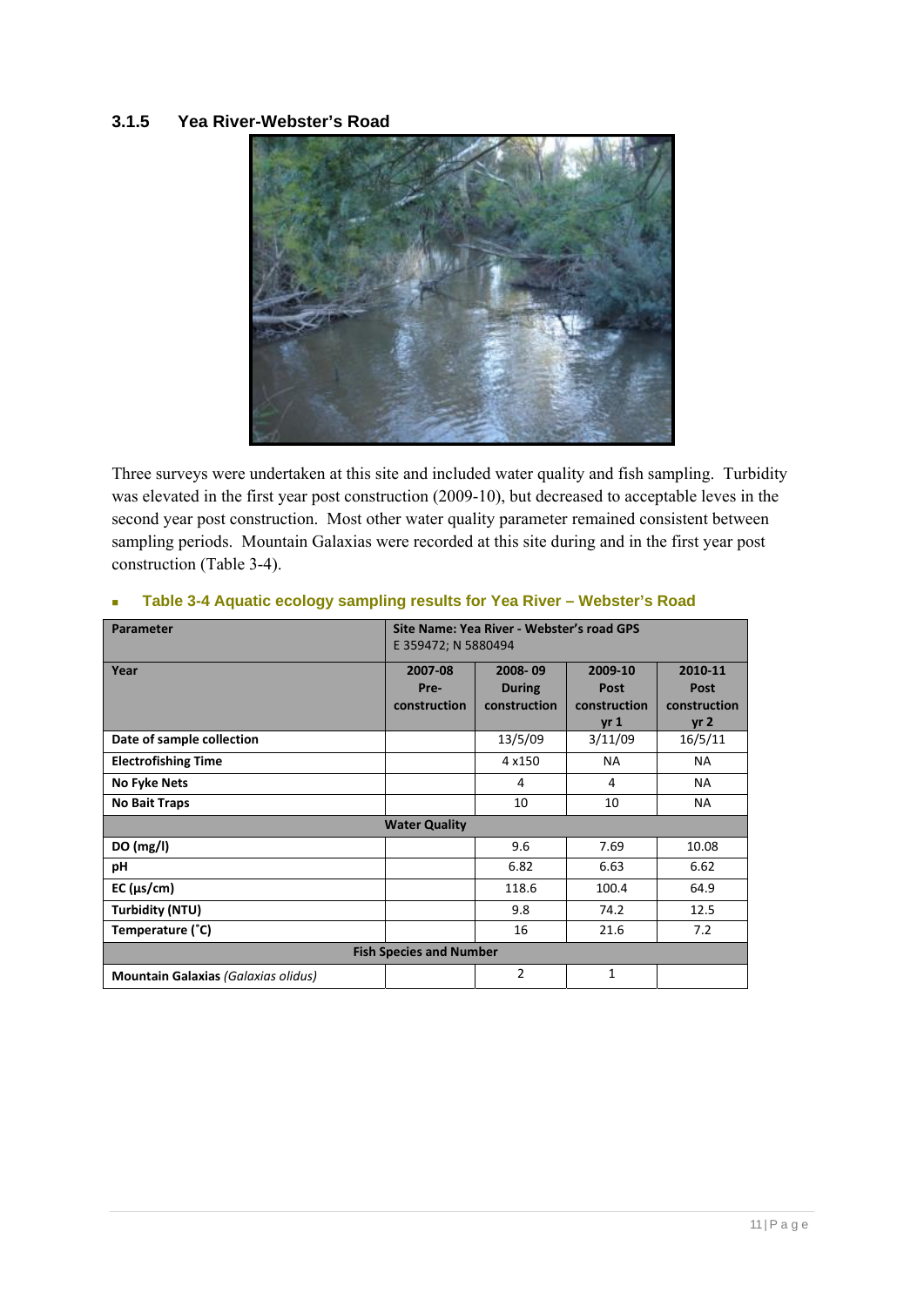### 3.1.5 Yea River-Webster's Road

Three surveys were undertaken at this site and included water quality and fish sampling. Turbidity was elevated in the first year post construction (2009-10), but decreased to acceptable leves in the second year post construction. Most other water quality parameter remained consistent between sampling periods. Mountain Galaxias were recorded at this site during and in the first year post construction (Table 3-4).

**Table 3-4 Aquatic ecology sampling results for Yea River – Webster's Road**

| Parameter | Site Name: Yea River - Webster's road GPS E 359472; N 5880494 | | | |
|---|---|---|---|---|
| **Year** | **2007-08 Pre-construction** | **2008- 09 During construction** | **2009-10 Post construction yr 1** | **2010-11 Post construction yr 2** |
| **Date of sample collection** | | 13/5/09 | 3/11/09 | 16/5/11 |
| **Electrofishing Time** | | 4 x150 | NA | NA |
| **No Fyke Nets** | | 4 | 4 | NA |
| **No Bait Traps** | | 10 | 10 | NA |
| **Water Quality** | | | | |
| **DO (mg/l)** | | 9.6 | 7.69 | 10.08 |
| **pH** | | 6.82 | 6.63 | 6.62 |
| **EC (µs/cm)** | | 118.6 | 100.4 | 64.9 |
| **Turbidity (NTU)** | | 9.8 | 74.2 | 12.5 |
| **Temperature (˚C)** | | 16 | 21.6 | 7.2 |
| **Fish Species and Number** | | | | |
| **Mountain Galaxias** *(Galaxias olidus)* | | 2 | 1 | |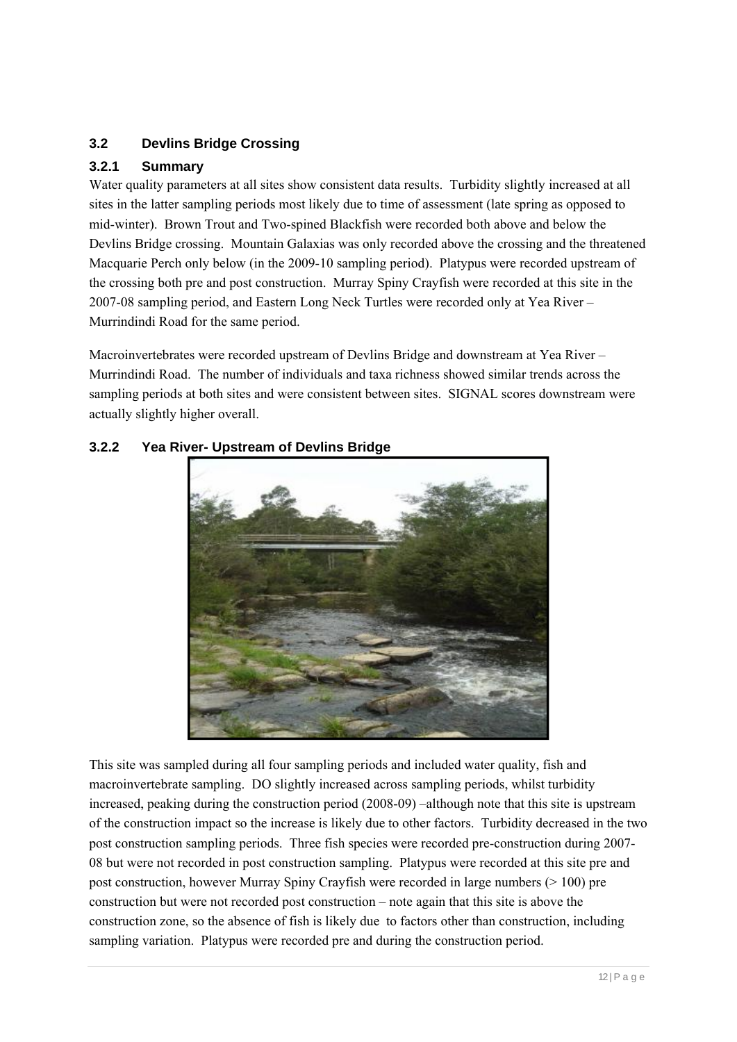## 3.2 Devlins Bridge Crossing

### 3.2.1 Summary

Water quality parameters at all sites show consistent data results. Turbidity slightly increased at all sites in the latter sampling periods most likely due to time of assessment (late spring as opposed to mid-winter). Brown Trout and Two-spined Blackfish were recorded both above and below the Devlins Bridge crossing. Mountain Galaxias was only recorded above the crossing and the threatened Macquarie Perch only below (in the 2009-10 sampling period). Platypus were recorded upstream of the crossing both pre and post construction. Murray Spiny Crayfish were recorded at this site in the 2007-08 sampling period, and Eastern Long Neck Turtles were recorded only at Yea River – Murrindindi Road for the same period.

Macroinvertebrates were recorded upstream of Devlins Bridge and downstream at Yea River – Murrindindi Road. The number of individuals and taxa richness showed similar trends across the sampling periods at both sites and were consistent between sites. SIGNAL scores downstream were actually slightly higher overall.

### 3.2.2 Yea River- Upstream of Devlins Bridge

This site was sampled during all four sampling periods and included water quality, fish and macroinvertebrate sampling. DO slightly increased across sampling periods, whilst turbidity increased, peaking during the construction period (2008-09) –although note that this site is upstream of the construction impact so the increase is likely due to other factors. Turbidity decreased in the two post construction sampling periods. Three fish species were recorded pre-construction during 2007-08 but were not recorded in post construction sampling. Platypus were recorded at this site pre and post construction, however Murray Spiny Crayfish were recorded in large numbers (> 100) pre construction but were not recorded post construction – note again that this site is above the construction zone, so the absence of fish is likely due to factors other than construction, including sampling variation. Platypus were recorded pre and during the construction period.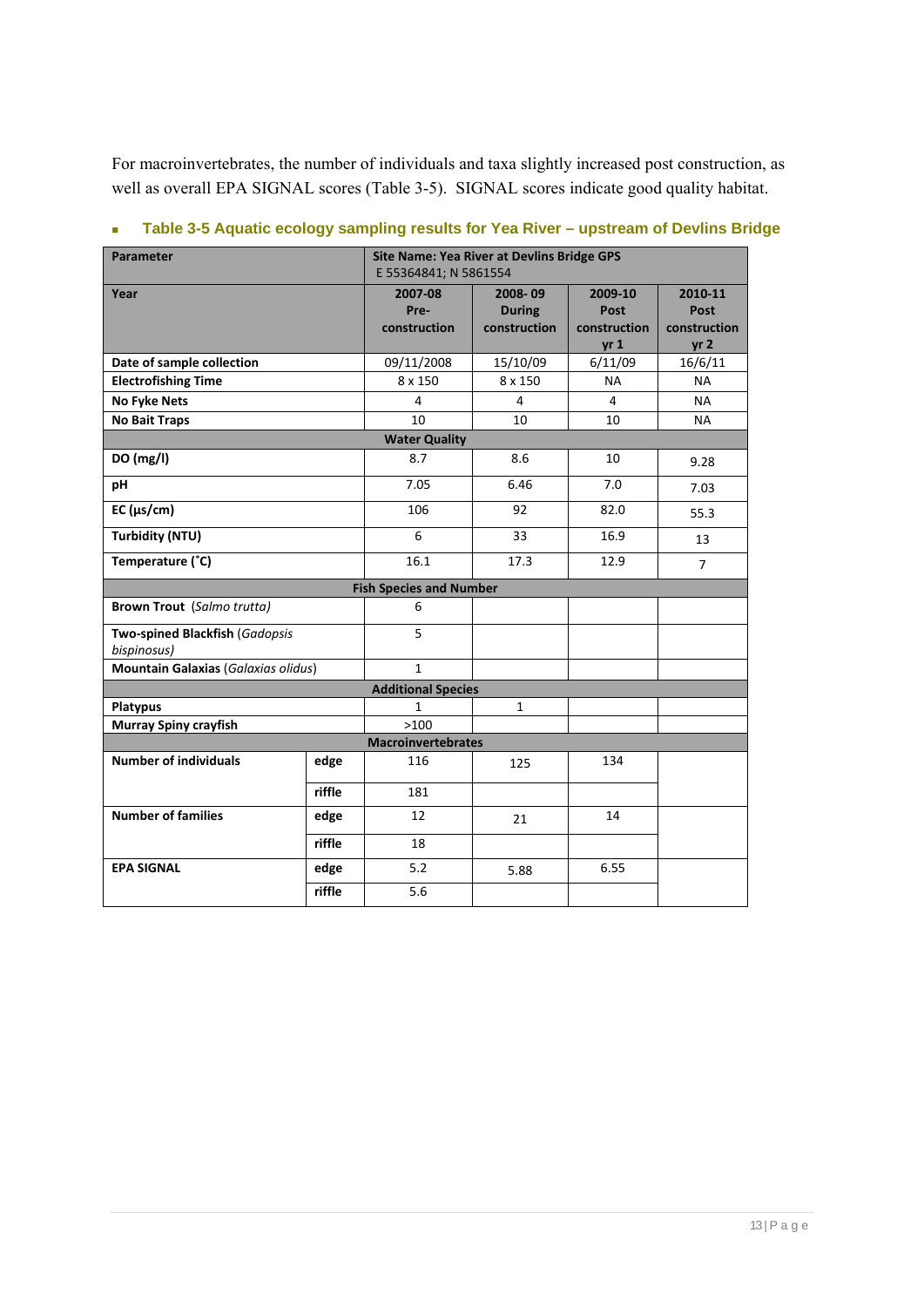For macroinvertebrates, the number of individuals and taxa slightly increased post construction, as well as overall EPA SIGNAL scores (Table 3-5). SIGNAL scores indicate good quality habitat.

- **Table 3-5 Aquatic ecology sampling results for Yea River – upstream of Devlins Bridge**

| Parameter | | Site Name: Yea River at Devlins Bridge GPS E 55364841; N 5861554 | | | |
|---|---|---|---|---|---|
| **Year** | | **2007-08 Pre-construction** | **2008- 09 During construction** | **2009-10 Post construction yr 1** | **2010-11 Post construction yr 2** |
| **Date of sample collection** | | 09/11/2008 | 15/10/09 | 6/11/09 | 16/6/11 |
| **Electrofishing Time** | | 8 x 150 | 8 x 150 | NA | NA |
| **No Fyke Nets** | | 4 | 4 | 4 | NA |
| **No Bait Traps** | | 10 | 10 | 10 | NA |
| **Water Quality** | | | | | |
| **DO (mg/l)** | | 8.7 | 8.6 | 10 | 9.28 |
| **pH** | | 7.05 | 6.46 | 7.0 | 7.03 |
| **EC (µs/cm)** | | 106 | 92 | 82.0 | 55.3 |
| **Turbidity (NTU)** | | 6 | 33 | 16.9 | 13 |
| **Temperature (˚C)** | | 16.1 | 17.3 | 12.9 | 7 |
| **Fish Species and Number** | | | | | |
| **Brown Trout** (*Salmo trutta*) | | 6 | | | |
| **Two-spined Blackfish** (*Gadopsis bispinosus*) | | 5 | | | |
| **Mountain Galaxias** (*Galaxias olidus*) | | 1 | | | |
| **Additional Species** | | | | | |
| **Platypus** | | 1 | 1 | | |
| **Murray Spiny crayfish** | | >100 | | | |
| **Macroinvertebrates** | | | | | |
| **Number of individuals** | **edge** | 116 | 125 | 134 | |
| | **riffle** | 181 | | | |
| **Number of families** | **edge** | 12 | 21 | 14 | |
| | **riffle** | 18 | | | |
| **EPA SIGNAL** | **edge** | 5.2 | 5.88 | 6.55 | |
| | **riffle** | 5.6 | | | |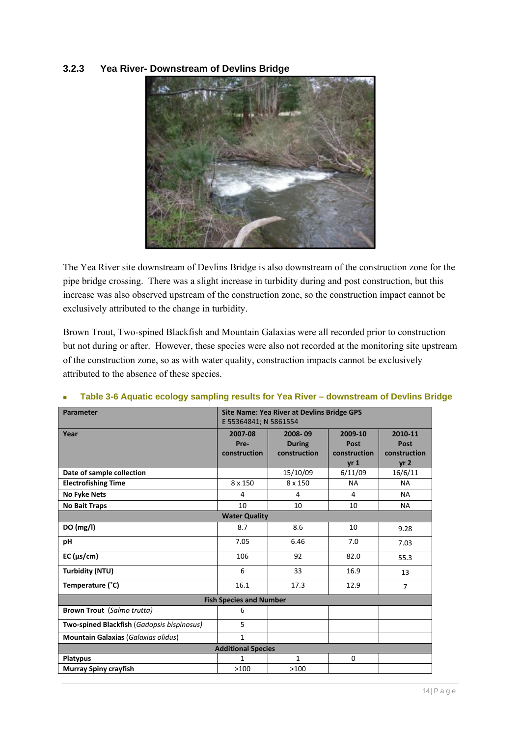### 3.2.3 Yea River- Downstream of Devlins Bridge

The Yea River site downstream of Devlins Bridge is also downstream of the construction zone for the pipe bridge crossing. There was a slight increase in turbidity during and post construction, but this increase was also observed upstream of the construction zone, so the construction impact cannot be exclusively attributed to the change in turbidity.

Brown Trout, Two-spined Blackfish and Mountain Galaxias were all recorded prior to construction but not during or after. However, these species were also not recorded at the monitoring site upstream of the construction zone, so as with water quality, construction impacts cannot be exclusively attributed to the absence of these species.

**Table 3-6 Aquatic ecology sampling results for Yea River – downstream of Devlins Bridge**

| **Parameter** | **Site Name: Yea River at Devlins Bridge GPS** E 55364841; N 5861554 | | | |
|---|---|---|---|---|
| **Year** | **2007-08 Pre-construction** | **2008- 09 During construction** | **2009-10 Post construction yr 1** | **2010-11 Post construction yr 2** |
| **Date of sample collection** | | 15/10/09 | 6/11/09 | 16/6/11 |
| **Electrofishing Time** | 8 x 150 | 8 x 150 | NA | NA |
| **No Fyke Nets** | 4 | 4 | 4 | NA |
| **No Bait Traps** | 10 | 10 | 10 | NA |
| **Water Quality** | | | | |
| **DO (mg/l)** | 8.7 | 8.6 | 10 | 9.28 |
| **pH** | 7.05 | 6.46 | 7.0 | 7.03 |
| **EC (µs/cm)** | 106 | 92 | 82.0 | 55.3 |
| **Turbidity (NTU)** | 6 | 33 | 16.9 | 13 |
| **Temperature (˚C)** | 16.1 | 17.3 | 12.9 | 7 |
| **Fish Species and Number** | | | | |
| **Brown Trout** (*Salmo trutta)* | 6 | | | |
| **Two-spined Blackfish** (*Gadopsis bispinosus)* | 5 | | | |
| **Mountain Galaxias** (*Galaxias olidus*) | 1 | | | |
| **Additional Species** | | | | |
| **Platypus** | 1 | 1 | 0 | |
| **Murray Spiny crayfish** | >100 | >100 | | |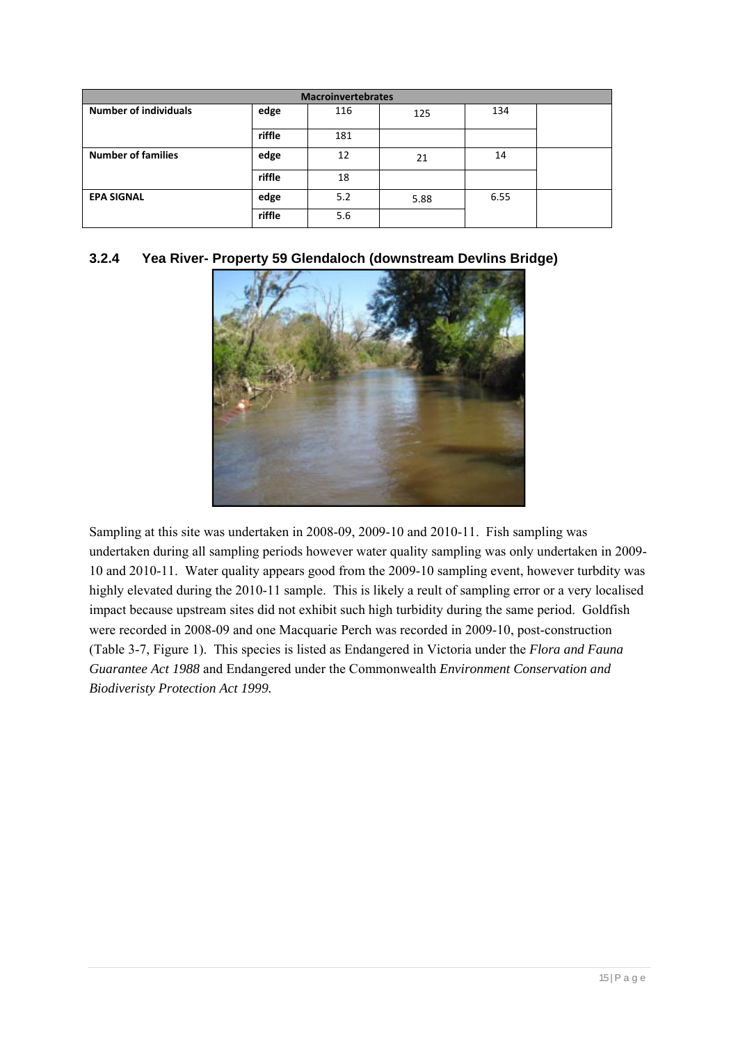| Macroinvertebrates | | | | | |
|---|---|---|---|---|---|
| **Number of individuals** | **edge** | 116 | 125 | 134 | |
| | **riffle** | 181 | | | |
| **Number of families** | **edge** | 12 | 21 | 14 | |
| | **riffle** | 18 | | | |
| **EPA SIGNAL** | **edge** | 5.2 | 5.88 | 6.55 | |
| | **riffle** | 5.6 | | | |

### 3.2.4 Yea River- Property 59 Glendaloch (downstream Devlins Bridge)

Sampling at this site was undertaken in 2008-09, 2009-10 and 2010-11. Fish sampling was undertaken during all sampling periods however water quality sampling was only undertaken in 2009-10 and 2010-11. Water quality appears good from the 2009-10 sampling event, however turbdity was highly elevated during the 2010-11 sample. This is likely a reult of sampling error or a very localised impact because upstream sites did not exhibit such high turbidity during the same period. Goldfish were recorded in 2008-09 and one Macquarie Perch was recorded in 2009-10, post-construction (Table 3-7, Figure 1). This species is listed as Endangered in Victoria under the *Flora and Fauna Guarantee Act 1988* and Endangered under the Commonwealth *Environment Conservation and Biodiveristy Protection Act 1999.*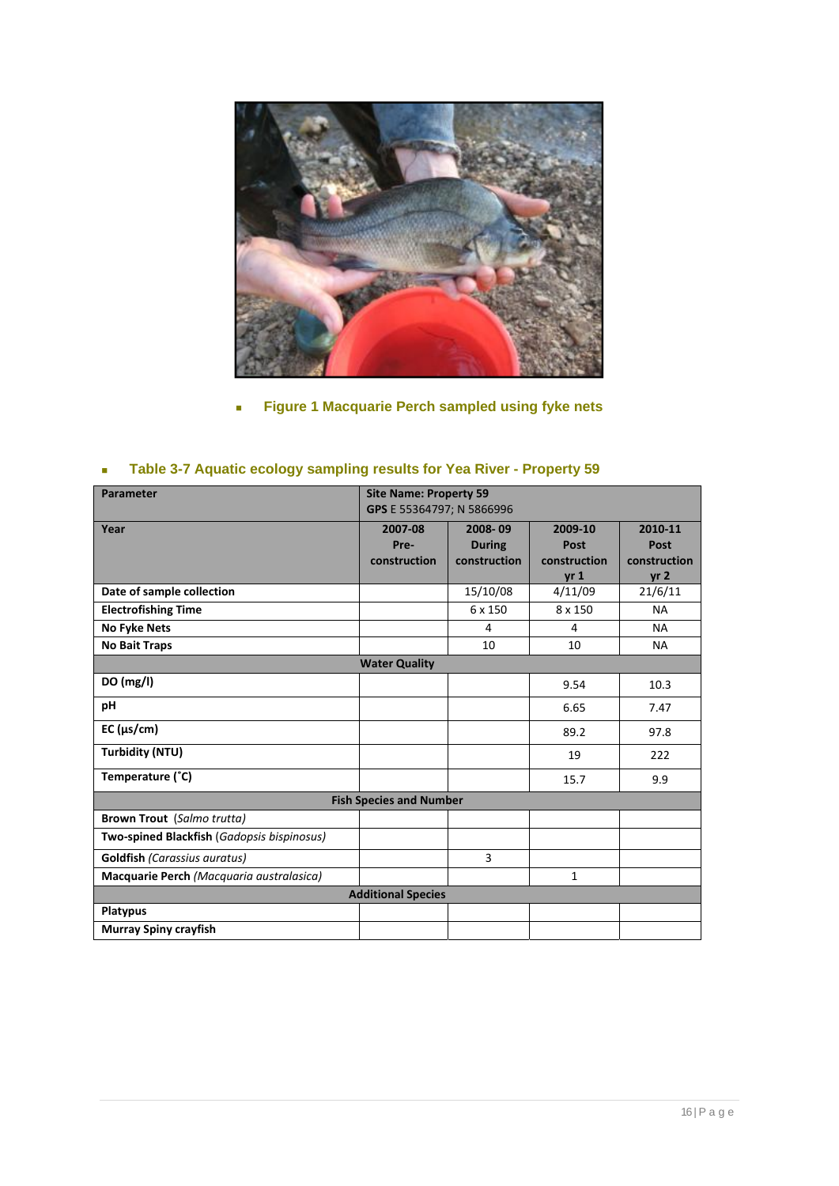- **Figure 1 Macquarie Perch sampled using fyke nets**

- **Table 3-7 Aquatic ecology sampling results for Yea River - Property 59**

| Parameter | Site Name: Property 59 GPS E 55364797; N 5866996 | | | |
|---|---|---|---|---|
| **Year** | **2007-08 Pre-construction** | **2008- 09 During construction** | **2009-10 Post construction yr 1** | **2010-11 Post construction yr 2** |
| **Date of sample collection** | | 15/10/08 | 4/11/09 | 21/6/11 |
| **Electrofishing Time** | | 6 x 150 | 8 x 150 | NA |
| **No Fyke Nets** | | 4 | 4 | NA |
| **No Bait Traps** | | 10 | 10 | NA |
| **Water Quality** | | | | |
| **DO (mg/l)** | | | 9.54 | 10.3 |
| **pH** | | | 6.65 | 7.47 |
| **EC (µs/cm)** | | | 89.2 | 97.8 |
| **Turbidity (NTU)** | | | 19 | 222 |
| **Temperature (˚C)** | | | 15.7 | 9.9 |
| **Fish Species and Number** | | | | |
| **Brown Trout** *(Salmo trutta)* | | | | |
| **Two-spined Blackfish** *(Gadopsis bispinosus)* | | | | |
| **Goldfish** *(Carassius auratus)* | | 3 | | |
| **Macquarie Perch** *(Macquaria australasica)* | | | 1 | |
| **Additional Species** | | | | |
| **Platypus** | | | | |
| **Murray Spiny crayfish** | | | | |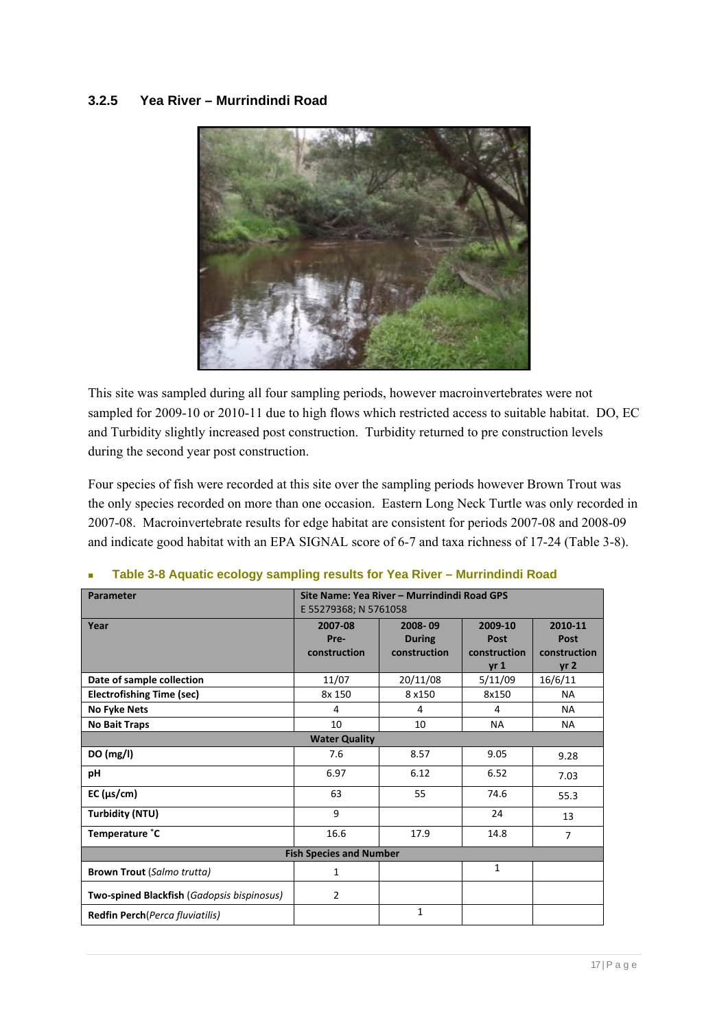### 3.2.5 Yea River – Murrindindi Road

This site was sampled during all four sampling periods, however macroinvertebrates were not sampled for 2009-10 or 2010-11 due to high flows which restricted access to suitable habitat. DO, EC and Turbidity slightly increased post construction. Turbidity returned to pre construction levels during the second year post construction.

Four species of fish were recorded at this site over the sampling periods however Brown Trout was the only species recorded on more than one occasion. Eastern Long Neck Turtle was only recorded in 2007-08. Macroinvertebrate results for edge habitat are consistent for periods 2007-08 and 2008-09 and indicate good habitat with an EPA SIGNAL score of 6-7 and taxa richness of 17-24 (Table 3-8).

- **Table 3-8 Aquatic ecology sampling results for Yea River – Murrindindi Road**

| **Parameter** | **Site Name: Yea River – Murrindindi Road GPS** E 55279368; N 5761058 | | | |
|---|---|---|---|---|
| **Year** | **2007-08 Pre-construction** | **2008- 09 During construction** | **2009-10 Post construction yr 1** | **2010-11 Post construction yr 2** |
| **Date of sample collection** | 11/07 | 20/11/08 | 5/11/09 | 16/6/11 |
| **Electrofishing Time (sec)** | 8x 150 | 8 x150 | 8x150 | NA |
| **No Fyke Nets** | 4 | 4 | 4 | NA |
| **No Bait Traps** | 10 | 10 | NA | NA |
| **Water Quality** | | | | |
| **DO (mg/l)** | 7.6 | 8.57 | 9.05 | 9.28 |
| **pH** | 6.97 | 6.12 | 6.52 | 7.03 |
| **EC (µs/cm)** | 63 | 55 | 74.6 | 55.3 |
| **Turbidity (NTU)** | 9 | | 24 | 13 |
| **Temperature ˚C** | 16.6 | 17.9 | 14.8 | 7 |
| **Fish Species and Number** | | | | |
| **Brown Trout** (*Salmo trutta*) | 1 | | 1 | |
| **Two-spined Blackfish** (*Gadopsis bispinosus*) | 2 | | | |
| **Redfin Perch**(*Perca fluviatilis*) | | 1 | | |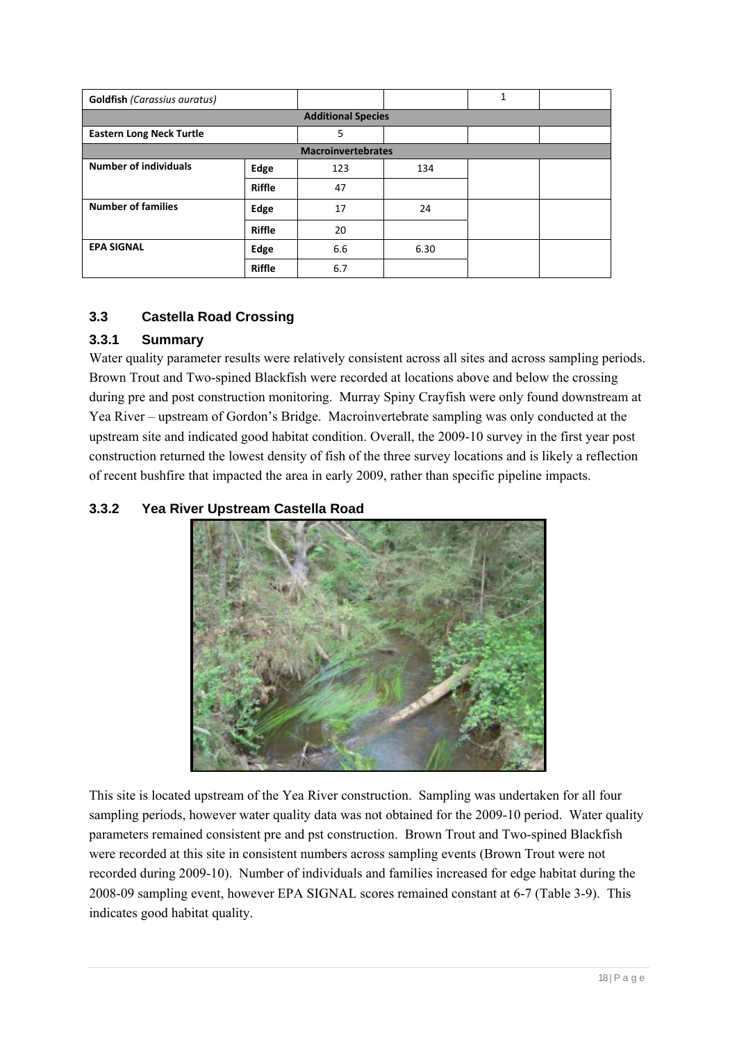| | | | | | |
|---|---|---|---|---|---|
| **Goldfish** *(Carassius auratus)* | | | | 1 | |
| **Additional Species** | | | | | |
| **Eastern Long Neck Turtle** | | 5 | | | |
| **Macroinvertebrates** | | | | | |
| **Number of individuals** | **Edge** | 123 | 134 | | |
| | **Riffle** | 47 | | | |
| **Number of families** | **Edge** | 17 | 24 | | |
| | **Riffle** | 20 | | | |
| **EPA SIGNAL** | **Edge** | 6.6 | 6.30 | | |
| | **Riffle** | 6.7 | | | |

## 3.3 Castella Road Crossing

### 3.3.1 Summary

Water quality parameter results were relatively consistent across all sites and across sampling periods. Brown Trout and Two-spined Blackfish were recorded at locations above and below the crossing during pre and post construction monitoring. Murray Spiny Crayfish were only found downstream at Yea River – upstream of Gordon's Bridge. Macroinvertebrate sampling was only conducted at the upstream site and indicated good habitat condition. Overall, the 2009-10 survey in the first year post construction returned the lowest density of fish of the three survey locations and is likely a reflection of recent bushfire that impacted the area in early 2009, rather than specific pipeline impacts.

### 3.3.2 Yea River Upstream Castella Road

This site is located upstream of the Yea River construction. Sampling was undertaken for all four sampling periods, however water quality data was not obtained for the 2009-10 period. Water quality parameters remained consistent pre and pst construction. Brown Trout and Two-spined Blackfish were recorded at this site in consistent numbers across sampling events (Brown Trout were not recorded during 2009-10). Number of individuals and families increased for edge habitat during the 2008-09 sampling event, however EPA SIGNAL scores remained constant at 6-7 (Table 3-9). This indicates good habitat quality.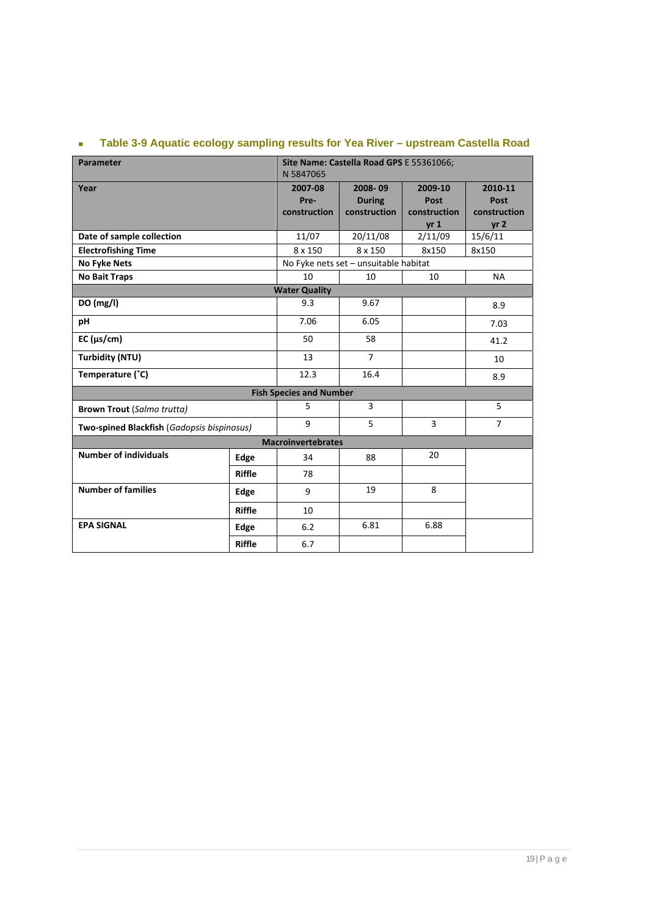- **Table 3-9 Aquatic ecology sampling results for Yea River – upstream Castella Road**

| Parameter | | Site Name: Castella Road GPS E 55361066; N 5847065 | | | |
|---|---|---|---|---|---|
| **Year** | | **2007-08 Pre-construction** | **2008- 09 During construction** | **2009-10 Post construction yr 1** | **2010-11 Post construction yr 2** |
| **Date of sample collection** | | 11/07 | 20/11/08 | 2/11/09 | 15/6/11 |
| **Electrofishing Time** | | 8 x 150 | 8 x 150 | 8x150 | 8x150 |
| **No Fyke Nets** | | No Fyke nets set – unsuitable habitat | | | |
| **No Bait Traps** | | 10 | 10 | 10 | NA |
| **Water Quality** | | | | | |
| **DO (mg/l)** | | 9.3 | 9.67 | | 8.9 |
| **pH** | | 7.06 | 6.05 | | 7.03 |
| **EC (µs/cm)** | | 50 | 58 | | 41.2 |
| **Turbidity (NTU)** | | 13 | 7 | | 10 |
| **Temperature (˚C)** | | 12.3 | 16.4 | | 8.9 |
| **Fish Species and Number** | | | | | |
| **Brown Trout** (*Salmo trutta*) | | 5 | 3 | | 5 |
| **Two-spined Blackfish** (*Gadopsis bispinosus*) | | 9 | 5 | 3 | 7 |
| **Macroinvertebrates** | | | | | |
| **Number of individuals** | **Edge** | 34 | 88 | 20 | |
| | **Riffle** | 78 | | | |
| **Number of families** | **Edge** | 9 | 19 | 8 | |
| | **Riffle** | 10 | | | |
| **EPA SIGNAL** | **Edge** | 6.2 | 6.81 | 6.88 | |
| | **Riffle** | 6.7 | | | |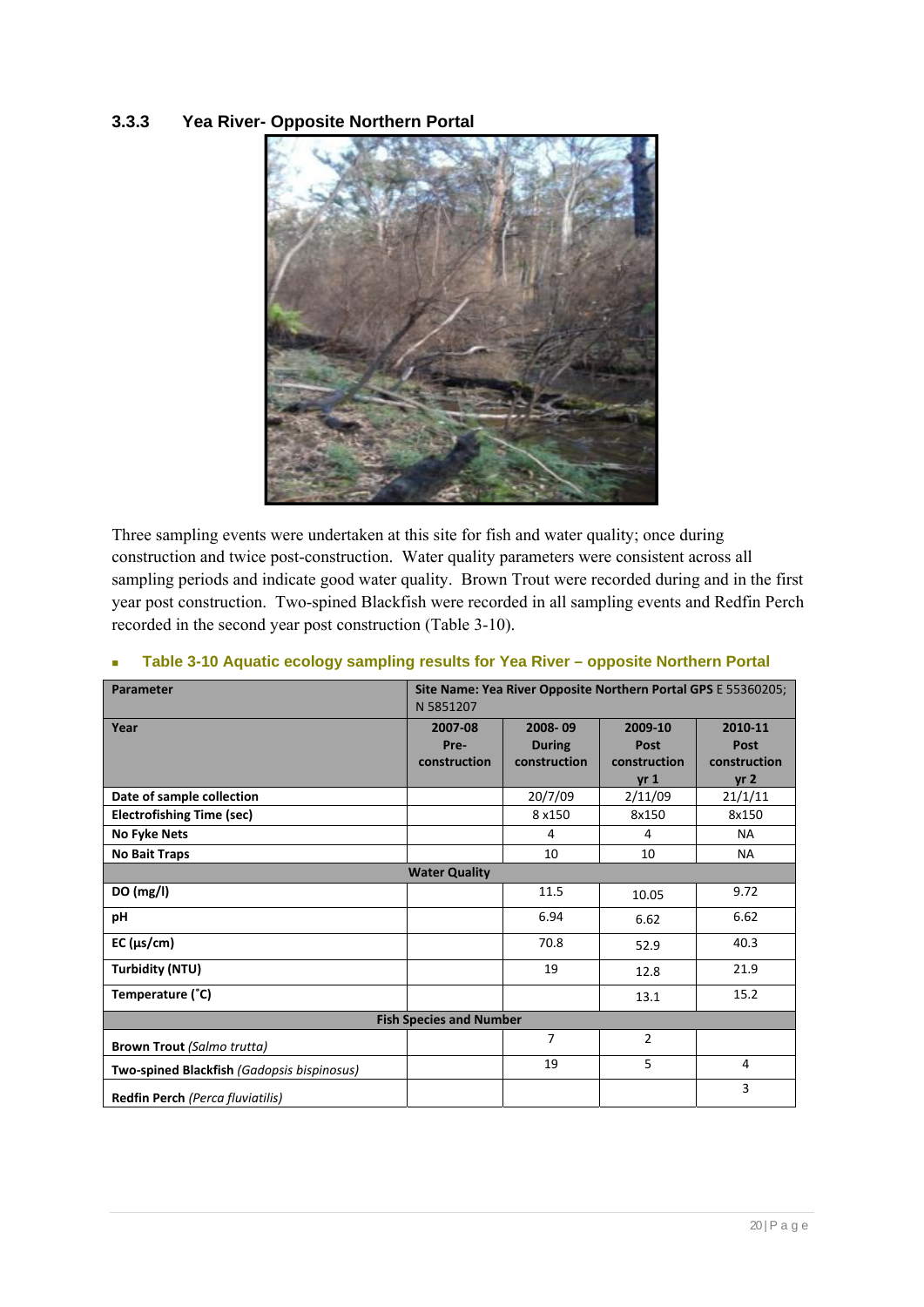### 3.3.3 Yea River- Opposite Northern Portal

Three sampling events were undertaken at this site for fish and water quality; once during construction and twice post-construction. Water quality parameters were consistent across all sampling periods and indicate good water quality. Brown Trout were recorded during and in the first year post construction. Two-spined Blackfish were recorded in all sampling events and Redfin Perch recorded in the second year post construction (Table 3-10).

**Table 3-10 Aquatic ecology sampling results for Yea River – opposite Northern Portal**

| Parameter | Site Name: Yea River Opposite Northern Portal GPS E 55360205; N 5851207 | | | |
|---|---|---|---|---|
| **Year** | **2007-08 Pre-construction** | **2008- 09 During construction** | **2009-10 Post construction yr 1** | **2010-11 Post construction yr 2** |
| **Date of sample collection** | | 20/7/09 | 2/11/09 | 21/1/11 |
| **Electrofishing Time (sec)** | | 8 x150 | 8x150 | 8x150 |
| **No Fyke Nets** | | 4 | 4 | NA |
| **No Bait Traps** | | 10 | 10 | NA |
| **Water Quality** | | | | |
| **DO (mg/l)** | | 11.5 | 10.05 | 9.72 |
| **pH** | | 6.94 | 6.62 | 6.62 |
| **EC (µs/cm)** | | 70.8 | 52.9 | 40.3 |
| **Turbidity (NTU)** | | 19 | 12.8 | 21.9 |
| **Temperature (˚C)** | | | 13.1 | 15.2 |
| **Fish Species and Number** | | | | |
| **Brown Trout** *(Salmo trutta)* | | 7 | 2 | |
| **Two-spined Blackfish** *(Gadopsis bispinosus)* | | 19 | 5 | 4 |
| **Redfin Perch** *(Perca fluviatilis)* | | | | 3 |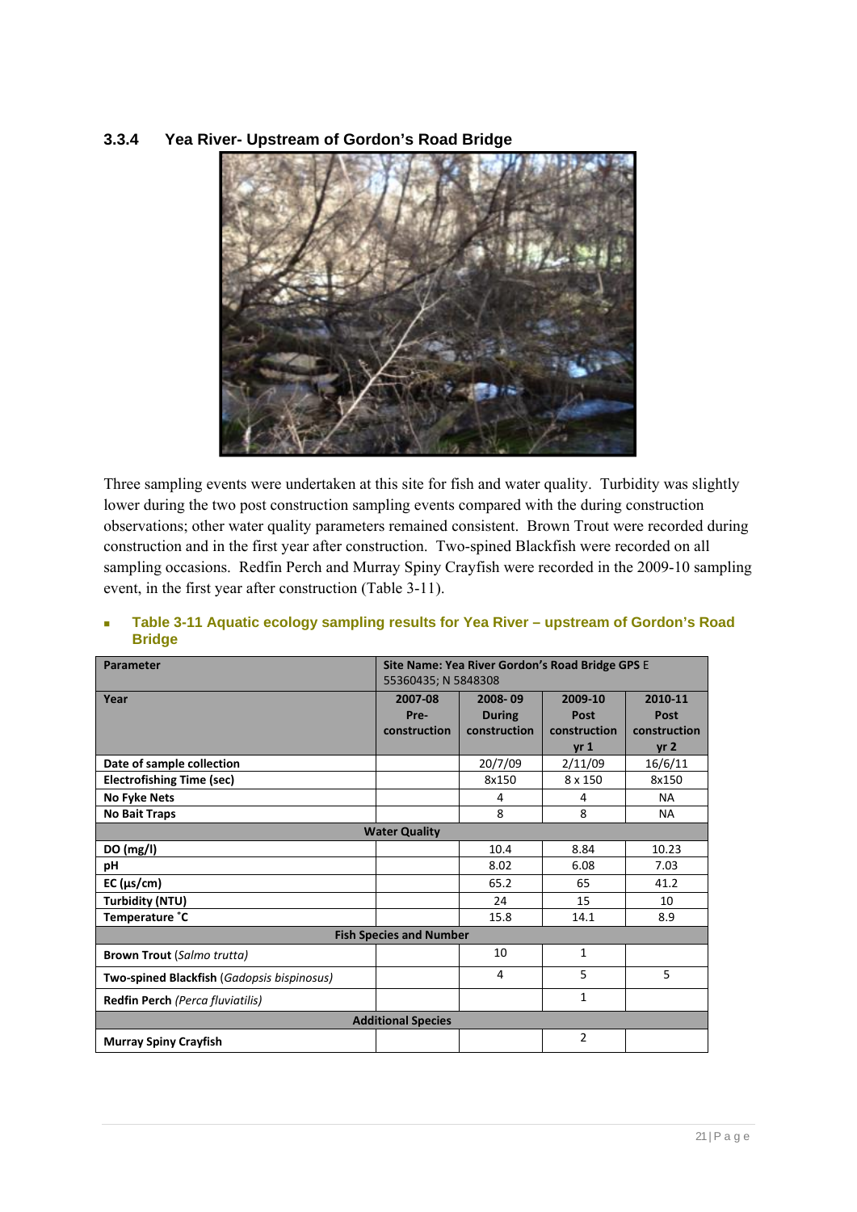### 3.3.4 Yea River- Upstream of Gordon's Road Bridge

Three sampling events were undertaken at this site for fish and water quality. Turbidity was slightly lower during the two post construction sampling events compared with the during construction observations; other water quality parameters remained consistent. Brown Trout were recorded during construction and in the first year after construction. Two-spined Blackfish were recorded on all sampling occasions. Redfin Perch and Murray Spiny Crayfish were recorded in the 2009-10 sampling event, in the first year after construction (Table 3-11).

- **Table 3-11 Aquatic ecology sampling results for Yea River – upstream of Gordon's Road Bridge**

| Parameter | Site Name: Yea River Gordon's Road Bridge GPS E 55360435; N 5848308 | | | |
|---|---|---|---|---|
| **Year** | **2007-08 Pre-construction** | **2008- 09 During construction** | **2009-10 Post construction yr 1** | **2010-11 Post construction yr 2** |
| **Date of sample collection** | | 20/7/09 | 2/11/09 | 16/6/11 |
| **Electrofishing Time (sec)** | | 8x150 | 8 x 150 | 8x150 |
| **No Fyke Nets** | | 4 | 4 | NA |
| **No Bait Traps** | | 8 | 8 | NA |
| **Water Quality** | | | | |
| **DO (mg/l)** | | 10.4 | 8.84 | 10.23 |
| **pH** | | 8.02 | 6.08 | 7.03 |
| **EC (µs/cm)** | | 65.2 | 65 | 41.2 |
| **Turbidity (NTU)** | | 24 | 15 | 10 |
| **Temperature ˚C** | | 15.8 | 14.1 | 8.9 |
| **Fish Species and Number** | | | | |
| **Brown Trout** (*Salmo trutta*) | | 10 | 1 | |
| **Two-spined Blackfish** (*Gadopsis bispinosus)* | | 4 | 5 | 5 |
| **Redfin Perch** *(Perca fluviatilis)* | | | 1 | |
| **Additional Species** | | | | |
| **Murray Spiny Crayfish** | | | 2 | |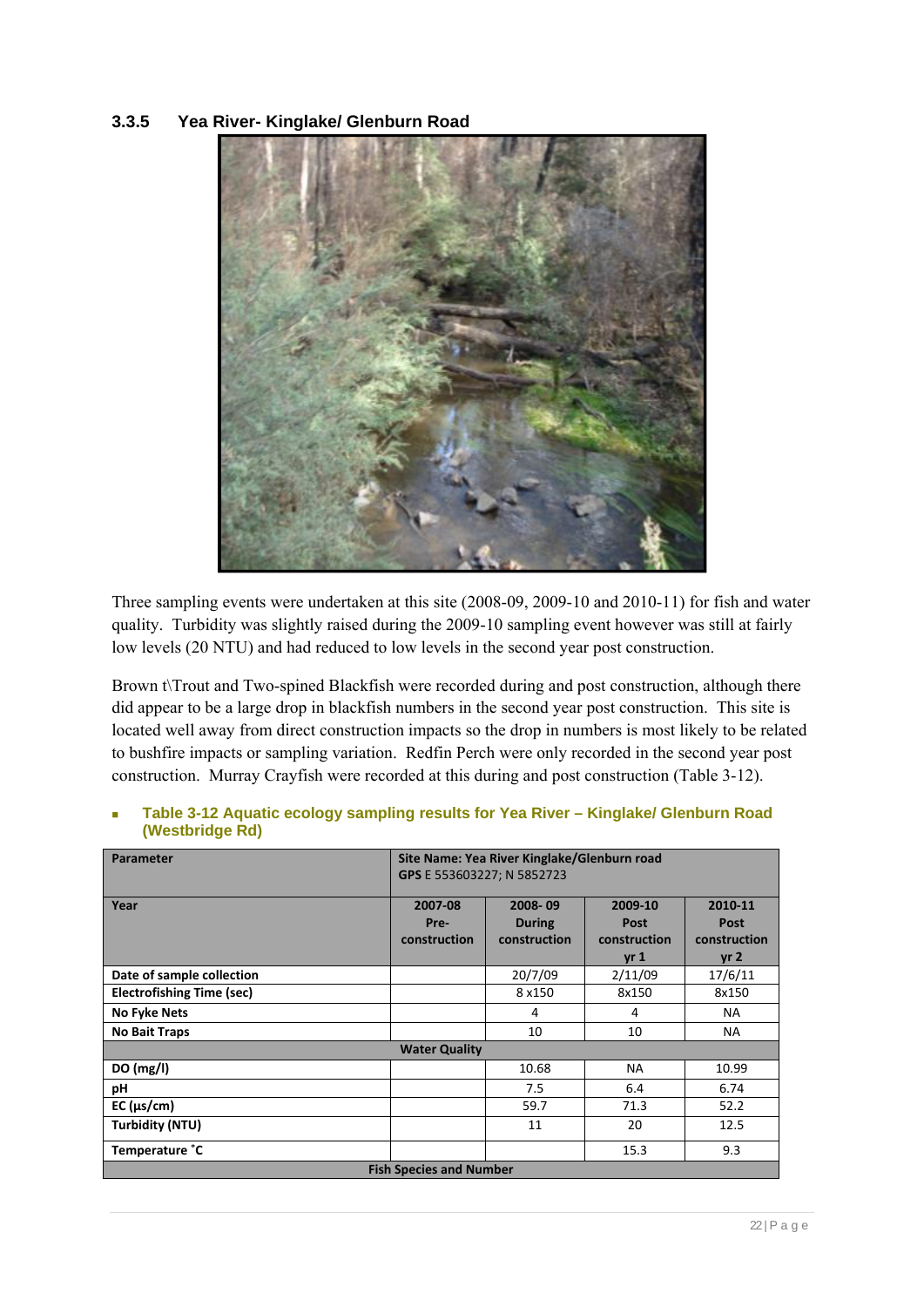### 3.3.5 Yea River- Kinglake/ Glenburn Road

Three sampling events were undertaken at this site (2008-09, 2009-10 and 2010-11) for fish and water quality. Turbidity was slightly raised during the 2009-10 sampling event however was still at fairly low levels (20 NTU) and had reduced to low levels in the second year post construction.

Brown t\Trout and Two-spined Blackfish were recorded during and post construction, although there did appear to be a large drop in blackfish numbers in the second year post construction. This site is located well away from direct construction impacts so the drop in numbers is most likely to be related to bushfire impacts or sampling variation. Redfin Perch were only recorded in the second year post construction. Murray Crayfish were recorded at this during and post construction (Table 3-12).

- **Table 3-12 Aquatic ecology sampling results for Yea River – Kinglake/ Glenburn Road (Westbridge Rd)**

| Parameter | Site Name: Yea River Kinglake/Glenburn road GPS E 553603227; N 5852723 | | | |
|---|---|---|---|---|
| Year | 2007-08 Pre-construction | 2008- 09 During construction | 2009-10 Post construction yr 1 | 2010-11 Post construction yr 2 |
| Date of sample collection | | 20/7/09 | 2/11/09 | 17/6/11 |
| Electrofishing Time (sec) | | 8 x150 | 8x150 | 8x150 |
| No Fyke Nets | | 4 | 4 | NA |
| No Bait Traps | | 10 | 10 | NA |
| **Water Quality** | | | | |
| DO (mg/l) | | 10.68 | NA | 10.99 |
| pH | | 7.5 | 6.4 | 6.74 |
| EC (µs/cm) | | 59.7 | 71.3 | 52.2 |
| Turbidity (NTU) | | 11 | 20 | 12.5 |
| Temperature ˚C | | | 15.3 | 9.3 |
| **Fish Species and Number** | | | | |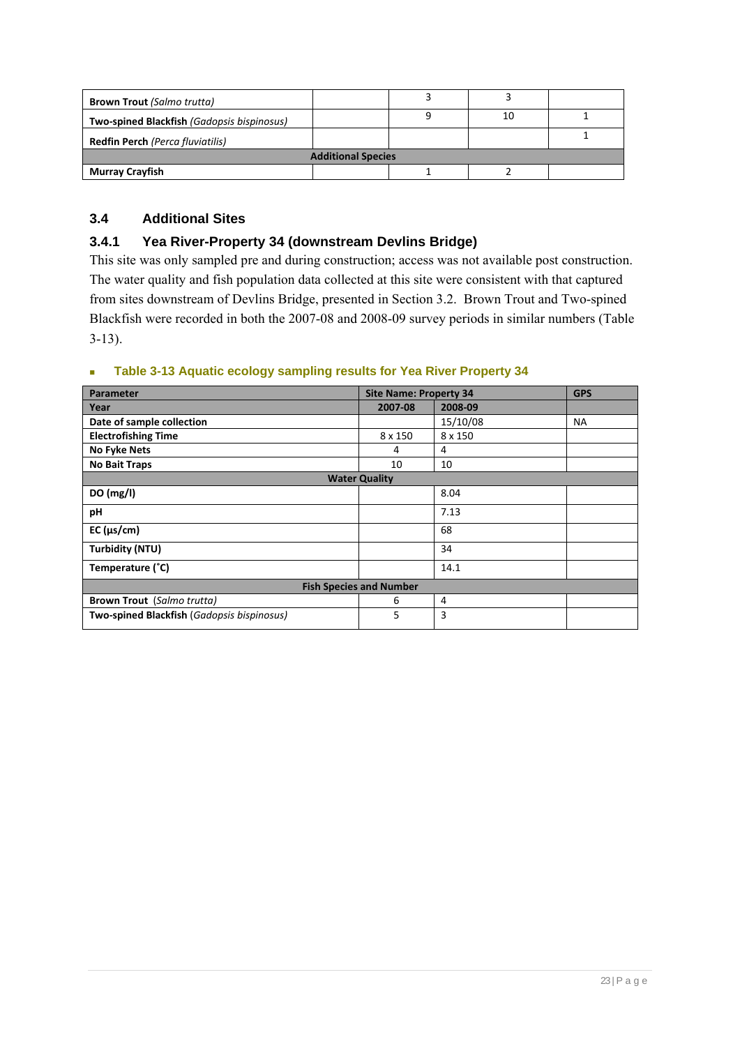| Brown Trout *(Salmo trutta)* | | 3 | 3 | |
|---|---|---|---|---|
| Two-spined Blackfish *(Gadopsis bispinosus)* | | 9 | 10 | 1 |
| Redfin Perch *(Perca fluviatilis)* | | | | 1 |
| **Additional Species** | | | | |
| Murray Crayfish | | 1 | 2 | |

### 3.4 Additional Sites

#### 3.4.1 Yea River-Property 34 (downstream Devlins Bridge)

This site was only sampled pre and during construction; access was not available post construction. The water quality and fish population data collected at this site were consistent with that captured from sites downstream of Devlins Bridge, presented in Section 3.2. Brown Trout and Two-spined Blackfish were recorded in both the 2007-08 and 2008-09 survey periods in similar numbers (Table 3-13).

- **Table 3-13 Aquatic ecology sampling results for Yea River Property 34**

| Parameter | Site Name: Property 34 | | GPS |
|---|---|---|---|
| **Year** | **2007-08** | **2008-09** | |
| **Date of sample collection** | | 15/10/08 | NA |
| **Electrofishing Time** | 8 x 150 | 8 x 150 | |
| **No Fyke Nets** | 4 | 4 | |
| **No Bait Traps** | 10 | 10 | |
| **Water Quality** | | | |
| **DO (mg/l)** | | 8.04 | |
| **pH** | | 7.13 | |
| **EC (µs/cm)** | | 68 | |
| **Turbidity (NTU)** | | 34 | |
| **Temperature (˚C)** | | 14.1 | |
| **Fish Species and Number** | | | |
| **Brown Trout** *(Salmo trutta)* | 6 | 4 | |
| **Two-spined Blackfish** *(Gadopsis bispinosus)* | 5 | 3 | |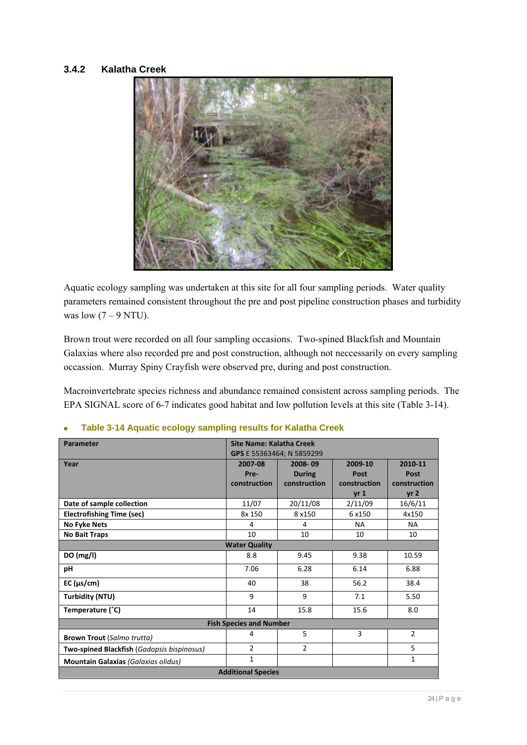### 3.4.2 Kalatha Creek

Aquatic ecology sampling was undertaken at this site for all four sampling periods. Water quality parameters remained consistent throughout the pre and post pipeline construction phases and turbidity was low (7 – 9 NTU).

Brown trout were recorded on all four sampling occasions. Two-spined Blackfish and Mountain Galaxias where also recorded pre and post construction, although not neccessarily on every sampling occassion. Murray Spiny Crayfish were observed pre, during and post construction.

Macroinvertebrate species richness and abundance remained consistent across sampling periods. The EPA SIGNAL score of 6-7 indicates good habitat and low pollution levels at this site (Table 3-14).

**Table 3-14 Aquatic ecology sampling results for Kalatha Creek**

| Parameter | Site Name: Kalatha Creek GPS E 55363464; N 5859299 | | | |
|---|---|---|---|---|
| **Year** | **2007-08 Pre-construction** | **2008- 09 During construction** | **2009-10 Post construction yr 1** | **2010-11 Post construction yr 2** |
| **Date of sample collection** | 11/07 | 20/11/08 | 2/11/09 | 16/6/11 |
| **Electrofishing Time (sec)** | 8x 150 | 8 x150 | 6 x150 | 4x150 |
| **No Fyke Nets** | 4 | 4 | NA | NA |
| **No Bait Traps** | 10 | 10 | 10 | 10 |
| **Water Quality** | | | | |
| **DO (mg/l)** | 8.8 | 9.45 | 9.38 | 10.59 |
| **pH** | 7.06 | 6.28 | 6.14 | 6.88 |
| **EC (µs/cm)** | 40 | 38 | 56.2 | 38.4 |
| **Turbidity (NTU)** | 9 | 9 | 7.1 | 5.50 |
| **Temperature (˚C)** | 14 | 15.8 | 15.6 | 8.0 |
| **Fish Species and Number** | | | | |
| **Brown Trout** (*Salmo trutta*) | 4 | 5 | 3 | 2 |
| **Two-spined Blackfish** (*Gadopsis bispinosus*) | 2 | 2 | | 5 |
| **Mountain Galaxias** (*Galaxias olidus*) | 1 | | | 1 |
| **Additional Species** | | | | |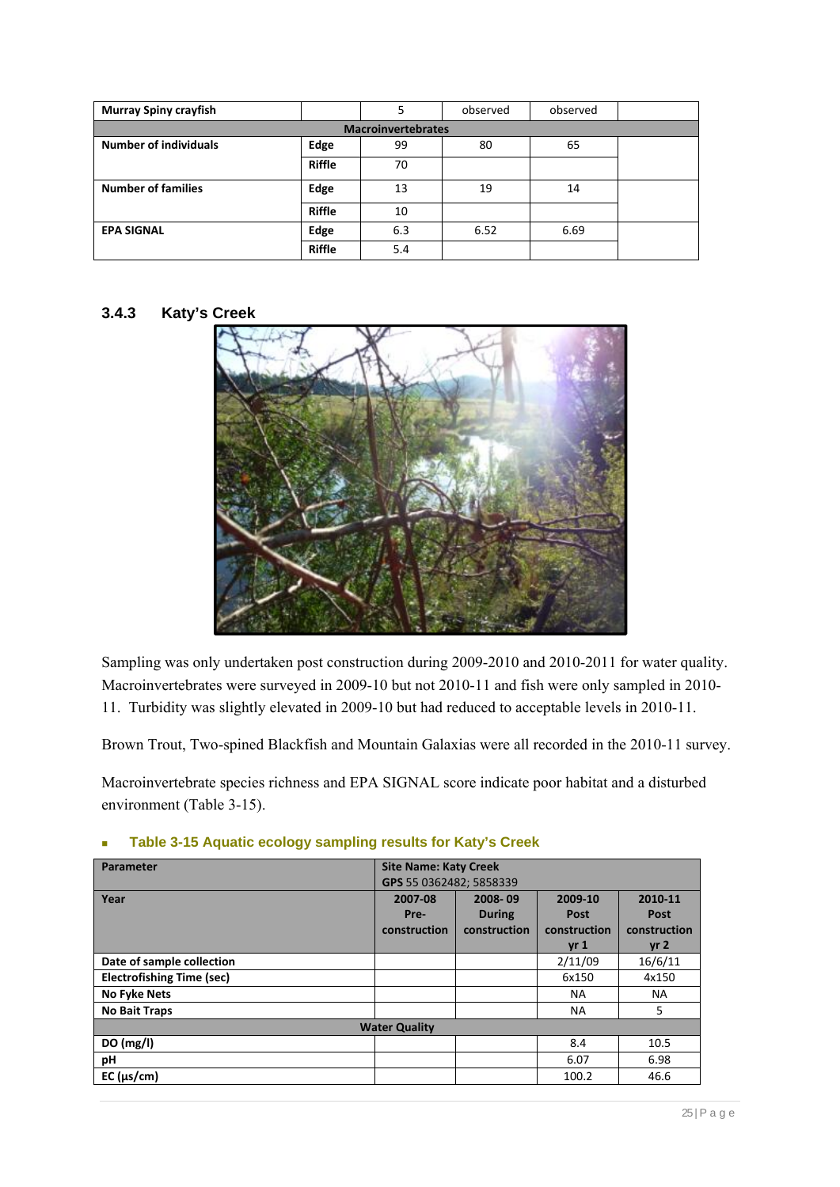| Murray Spiny crayfish | | 5 | observed | observed | |
|---|---|---|---|---|---|
| **Macroinvertebrates** | | | | | |
| **Number of individuals** | **Edge** | 99 | 80 | 65 | |
| | **Riffle** | 70 | | | |
| **Number of families** | **Edge** | 13 | 19 | 14 | |
| | **Riffle** | 10 | | | |
| **EPA SIGNAL** | **Edge** | 6.3 | 6.52 | 6.69 | |
| | **Riffle** | 5.4 | | | |

### 3.4.3 Katy's Creek

Sampling was only undertaken post construction during 2009-2010 and 2010-2011 for water quality. Macroinvertebrates were surveyed in 2009-10 but not 2010-11 and fish were only sampled in 2010-11. Turbidity was slightly elevated in 2009-10 but had reduced to acceptable levels in 2010-11.

Brown Trout, Two-spined Blackfish and Mountain Galaxias were all recorded in the 2010-11 survey.

Macroinvertebrate species richness and EPA SIGNAL score indicate poor habitat and a disturbed environment (Table 3-15).

**Table 3-15 Aquatic ecology sampling results for Katy's Creek**

| **Parameter** | **Site Name: Katy Creek** GPS 55 0362482; 5858339 | | | |
|---|---|---|---|---|
| **Year** | **2007-08 Pre-construction** | **2008- 09 During construction** | **2009-10 Post construction yr 1** | **2010-11 Post construction yr 2** |
| **Date of sample collection** | | | 2/11/09 | 16/6/11 |
| **Electrofishing Time (sec)** | | | 6x150 | 4x150 |
| **No Fyke Nets** | | | NA | NA |
| **No Bait Traps** | | | NA | 5 |
| **Water Quality** | | | | |
| **DO (mg/l)** | | | 8.4 | 10.5 |
| **pH** | | | 6.07 | 6.98 |
| **EC (µs/cm)** | | | 100.2 | 46.6 |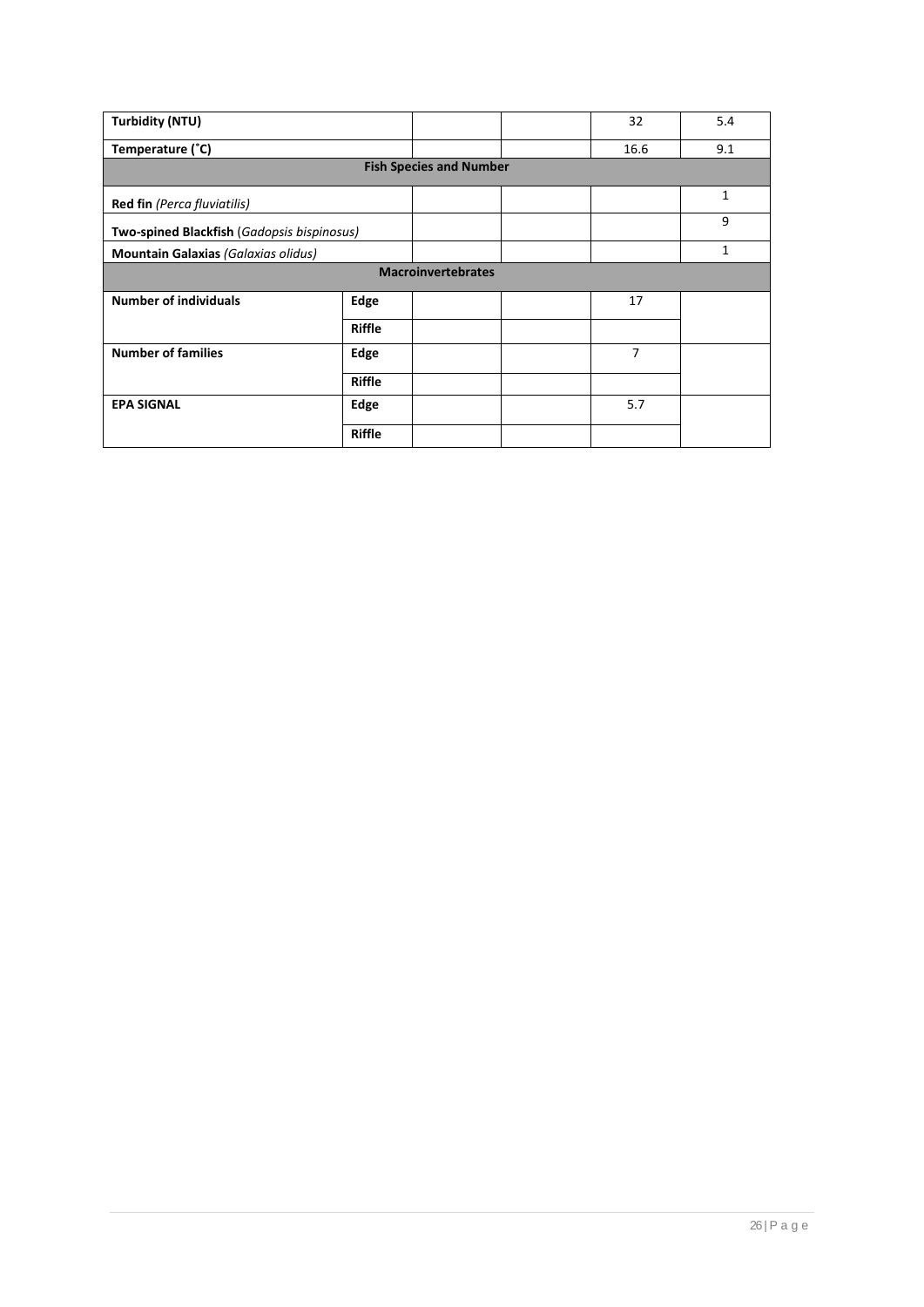| Turbidity (NTU) | | | | 32 | 5.4 |
|---|---|---|---|---|---|
| **Temperature (˚C)** | | | | 16.6 | 9.1 |
| **Fish Species and Number** | | | | | |
| **Red fin** *(Perca fluviatilis)* | | | | | 1 |
| **Two-spined Blackfish** (*Gadopsis bispinosus)* | | | | | 9 |
| **Mountain Galaxias** *(Galaxias olidus)* | | | | | 1 |
| **Macroinvertebrates** | | | | | |
| **Number of individuals** | **Edge** | | | 17 | |
| | **Riffle** | | | | |
| **Number of families** | **Edge** | | | 7 | |
| | **Riffle** | | | | |
| **EPA SIGNAL** | **Edge** | | | 5.7 | |
| | **Riffle** | | | | |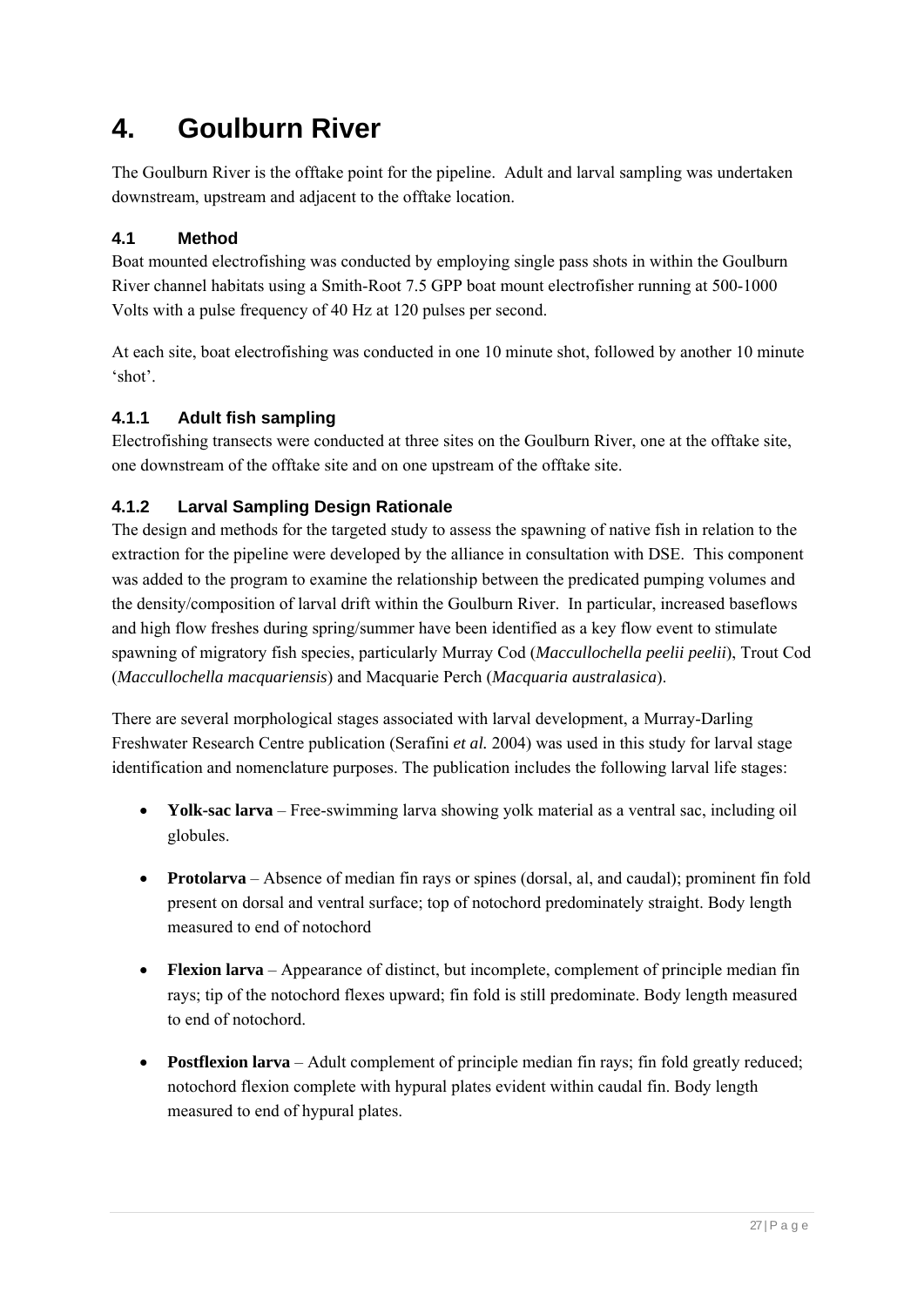# 4. Goulburn River

The Goulburn River is the offtake point for the pipeline. Adult and larval sampling was undertaken downstream, upstream and adjacent to the offtake location.

## 4.1 Method

Boat mounted electrofishing was conducted by employing single pass shots in within the Goulburn River channel habitats using a Smith-Root 7.5 GPP boat mount electrofisher running at 500-1000 Volts with a pulse frequency of 40 Hz at 120 pulses per second.

At each site, boat electrofishing was conducted in one 10 minute shot, followed by another 10 minute 'shot'.

### 4.1.1 Adult fish sampling

Electrofishing transects were conducted at three sites on the Goulburn River, one at the offtake site, one downstream of the offtake site and on one upstream of the offtake site.

### 4.1.2 Larval Sampling Design Rationale

The design and methods for the targeted study to assess the spawning of native fish in relation to the extraction for the pipeline were developed by the alliance in consultation with DSE. This component was added to the program to examine the relationship between the predicated pumping volumes and the density/composition of larval drift within the Goulburn River. In particular, increased baseflows and high flow freshes during spring/summer have been identified as a key flow event to stimulate spawning of migratory fish species, particularly Murray Cod (*Maccullochella peelii peelii*), Trout Cod (*Maccullochella macquariensis*) and Macquarie Perch (*Macquaria australasica*).

There are several morphological stages associated with larval development, a Murray-Darling Freshwater Research Centre publication (Serafini *et al.* 2004) was used in this study for larval stage identification and nomenclature purposes. The publication includes the following larval life stages:

- **Yolk-sac larva** – Free-swimming larva showing yolk material as a ventral sac, including oil globules.
- **Protolarva** – Absence of median fin rays or spines (dorsal, al, and caudal); prominent fin fold present on dorsal and ventral surface; top of notochord predominately straight. Body length measured to end of notochord
- **Flexion larva** – Appearance of distinct, but incomplete, complement of principle median fin rays; tip of the notochord flexes upward; fin fold is still predominate. Body length measured to end of notochord.
- **Postflexion larva** – Adult complement of principle median fin rays; fin fold greatly reduced; notochord flexion complete with hypural plates evident within caudal fin. Body length measured to end of hypural plates.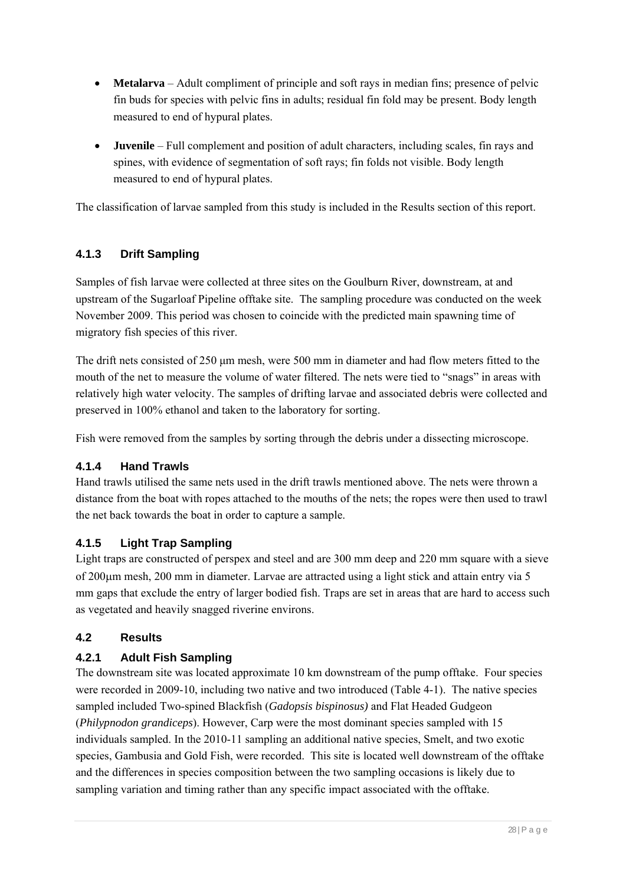- **Metalarva** – Adult compliment of principle and soft rays in median fins; presence of pelvic fin buds for species with pelvic fins in adults; residual fin fold may be present. Body length measured to end of hypural plates.

- **Juvenile** – Full complement and position of adult characters, including scales, fin rays and spines, with evidence of segmentation of soft rays; fin folds not visible. Body length measured to end of hypural plates.

The classification of larvae sampled from this study is included in the Results section of this report.

### 4.1.3 Drift Sampling

Samples of fish larvae were collected at three sites on the Goulburn River, downstream, at and upstream of the Sugarloaf Pipeline offtake site. The sampling procedure was conducted on the week November 2009. This period was chosen to coincide with the predicted main spawning time of migratory fish species of this river.

The drift nets consisted of 250 μm mesh, were 500 mm in diameter and had flow meters fitted to the mouth of the net to measure the volume of water filtered. The nets were tied to "snags" in areas with relatively high water velocity. The samples of drifting larvae and associated debris were collected and preserved in 100% ethanol and taken to the laboratory for sorting.

Fish were removed from the samples by sorting through the debris under a dissecting microscope.

### 4.1.4 Hand Trawls

Hand trawls utilised the same nets used in the drift trawls mentioned above. The nets were thrown a distance from the boat with ropes attached to the mouths of the nets; the ropes were then used to trawl the net back towards the boat in order to capture a sample.

### 4.1.5 Light Trap Sampling

Light traps are constructed of perspex and steel and are 300 mm deep and 220 mm square with a sieve of 200μm mesh, 200 mm in diameter. Larvae are attracted using a light stick and attain entry via 5 mm gaps that exclude the entry of larger bodied fish. Traps are set in areas that are hard to access such as vegetated and heavily snagged riverine environs.

## 4.2 Results

### 4.2.1 Adult Fish Sampling

The downstream site was located approximate 10 km downstream of the pump offtake. Four species were recorded in 2009-10, including two native and two introduced (Table 4-1). The native species sampled included Two-spined Blackfish (*Gadopsis bispinosus)* and Flat Headed Gudgeon (*Philypnodon grandiceps*). However, Carp were the most dominant species sampled with 15 individuals sampled. In the 2010-11 sampling an additional native species, Smelt, and two exotic species, Gambusia and Gold Fish, were recorded. This site is located well downstream of the offtake and the differences in species composition between the two sampling occasions is likely due to sampling variation and timing rather than any specific impact associated with the offtake.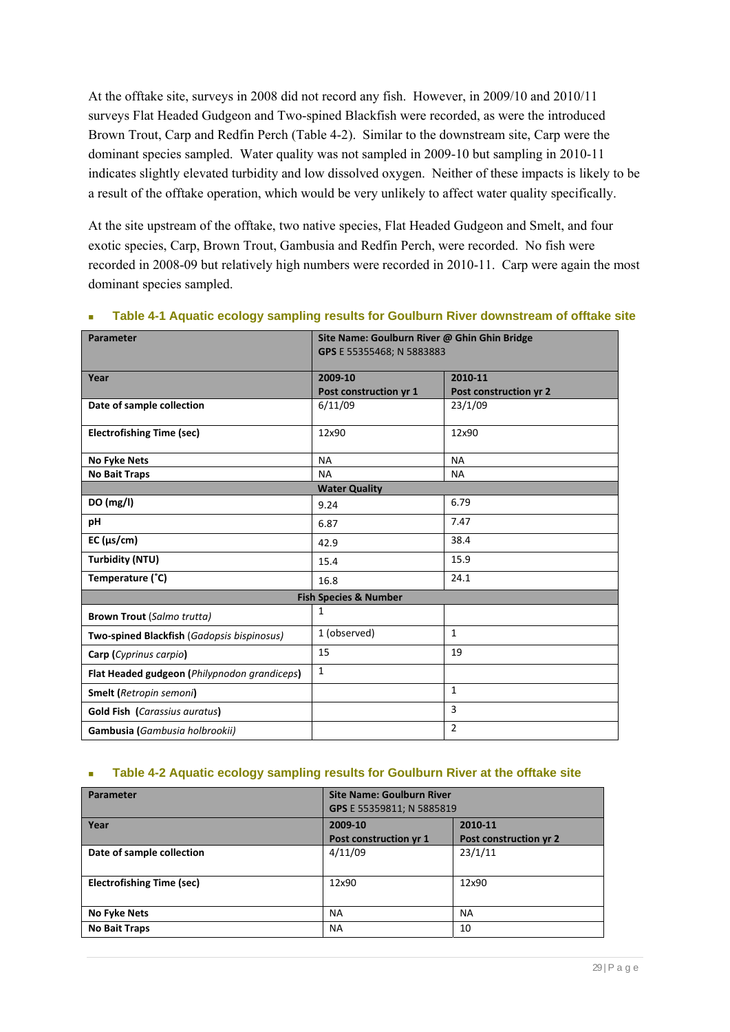At the offtake site, surveys in 2008 did not record any fish. However, in 2009/10 and 2010/11 surveys Flat Headed Gudgeon and Two-spined Blackfish were recorded, as were the introduced Brown Trout, Carp and Redfin Perch (Table 4-2). Similar to the downstream site, Carp were the dominant species sampled. Water quality was not sampled in 2009-10 but sampling in 2010-11 indicates slightly elevated turbidity and low dissolved oxygen. Neither of these impacts is likely to be a result of the offtake operation, which would be very unlikely to affect water quality specifically.

At the site upstream of the offtake, two native species, Flat Headed Gudgeon and Smelt, and four exotic species, Carp, Brown Trout, Gambusia and Redfin Perch, were recorded. No fish were recorded in 2008-09 but relatively high numbers were recorded in 2010-11. Carp were again the most dominant species sampled.

### Table 4-1 Aquatic ecology sampling results for Goulburn River downstream of offtake site

| **Parameter** | **Site Name: Goulburn River @ Ghin Ghin Bridge** **GPS** E 55355468; N 5883883 | |
|---|---|---|
| **Year** | **2009-10 Post construction yr 1** | **2010-11 Post construction yr 2** |
| **Date of sample collection** | 6/11/09 | 23/1/09 |
| **Electrofishing Time (sec)** | 12x90 | 12x90 |
| **No Fyke Nets** | NA | NA |
| **No Bait Traps** | NA | NA |
| **Water Quality** | | |
| **DO (mg/l)** | 9.24 | 6.79 |
| **pH** | 6.87 | 7.47 |
| **EC (µs/cm)** | 42.9 | 38.4 |
| **Turbidity (NTU)** | 15.4 | 15.9 |
| **Temperature (˚C)** | 16.8 | 24.1 |
| **Fish Species & Number** | | |
| **Brown Trout** (*Salmo trutta*) | 1 | |
| **Two-spined Blackfish** (*Gadopsis bispinosus*) | 1 (observed) | 1 |
| **Carp** (*Cyprinus carpio*) | 15 | 19 |
| **Flat Headed gudgeon** (*Philypnodon grandiceps*) | 1 | |
| **Smelt** (*Retropin semoni*) | | 1 |
| **Gold Fish** (*Carassius auratus*) | | 3 |
| **Gambusia** (*Gambusia holbrookii*) | | 2 |

### Table 4-2 Aquatic ecology sampling results for Goulburn River at the offtake site

| **Parameter** | **Site Name: Goulburn River** **GPS** E 55359811; N 5885819 | |
|---|---|---|
| **Year** | **2009-10 Post construction yr 1** | **2010-11 Post construction yr 2** |
| **Date of sample collection** | 4/11/09 | 23/1/11 |
| **Electrofishing Time (sec)** | 12x90 | 12x90 |
| **No Fyke Nets** | NA | NA |
| **No Bait Traps** | NA | 10 |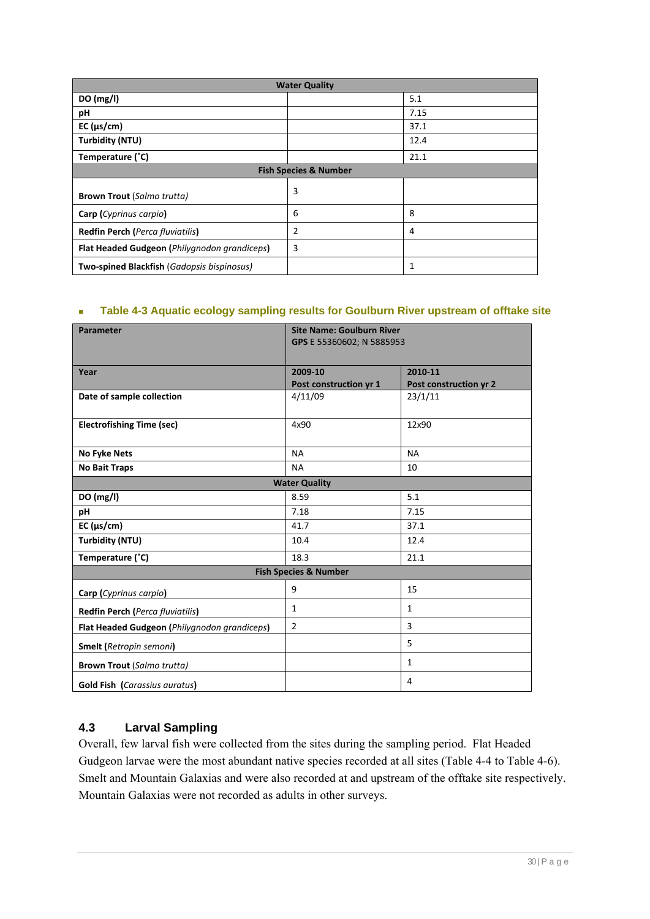| Water Quality | | |
|---|---|---|
| **DO (mg/l)** | | 5.1 |
| **pH** | | 7.15 |
| **EC (µs/cm)** | | 37.1 |
| **Turbidity (NTU)** | | 12.4 |
| **Temperature (˚C)** | | 21.1 |
| **Fish Species & Number** | | |
| **Brown Trout** (*Salmo trutta*) | 3 | |
| **Carp** (*Cyprinus carpio*) | 6 | 8 |
| **Redfin Perch** (*Perca fluviatilis*) | 2 | 4 |
| **Flat Headed Gudgeon** (*Philygnodon grandiceps*) | 3 | |
| **Two-spined Blackfish** (*Gadopsis bispinosus*) | | 1 |

- **Table 4-3 Aquatic ecology sampling results for Goulburn River upstream of offtake site**

| Parameter | Site Name: Goulburn River GPS E 55360602; N 5885953 | |
|---|---|---|
| **Year** | **2009-10 Post construction yr 1** | **2010-11 Post construction yr 2** |
| **Date of sample collection** | 4/11/09 | 23/1/11 |
| **Electrofishing Time (sec)** | 4x90 | 12x90 |
| **No Fyke Nets** | NA | NA |
| **No Bait Traps** | NA | 10 |
| **Water Quality** | | |
| **DO (mg/l)** | 8.59 | 5.1 |
| **pH** | 7.18 | 7.15 |
| **EC (µs/cm)** | 41.7 | 37.1 |
| **Turbidity (NTU)** | 10.4 | 12.4 |
| **Temperature (˚C)** | 18.3 | 21.1 |
| **Fish Species & Number** | | |
| **Carp** (*Cyprinus carpio*) | 9 | 15 |
| **Redfin Perch** (*Perca fluviatilis*) | 1 | 1 |
| **Flat Headed Gudgeon** (*Philygnodon grandiceps*) | 2 | 3 |
| **Smelt** (*Retropin semoni*) | | 5 |
| **Brown Trout** (*Salmo trutta*) | | 1 |
| **Gold Fish** (*Carassius auratus*) | | 4 |

## 4.3 Larval Sampling

Overall, few larval fish were collected from the sites during the sampling period. Flat Headed Gudgeon larvae were the most abundant native species recorded at all sites (Table 4-4 to Table 4-6). Smelt and Mountain Galaxias and were also recorded at and upstream of the offtake site respectively. Mountain Galaxias were not recorded as adults in other surveys.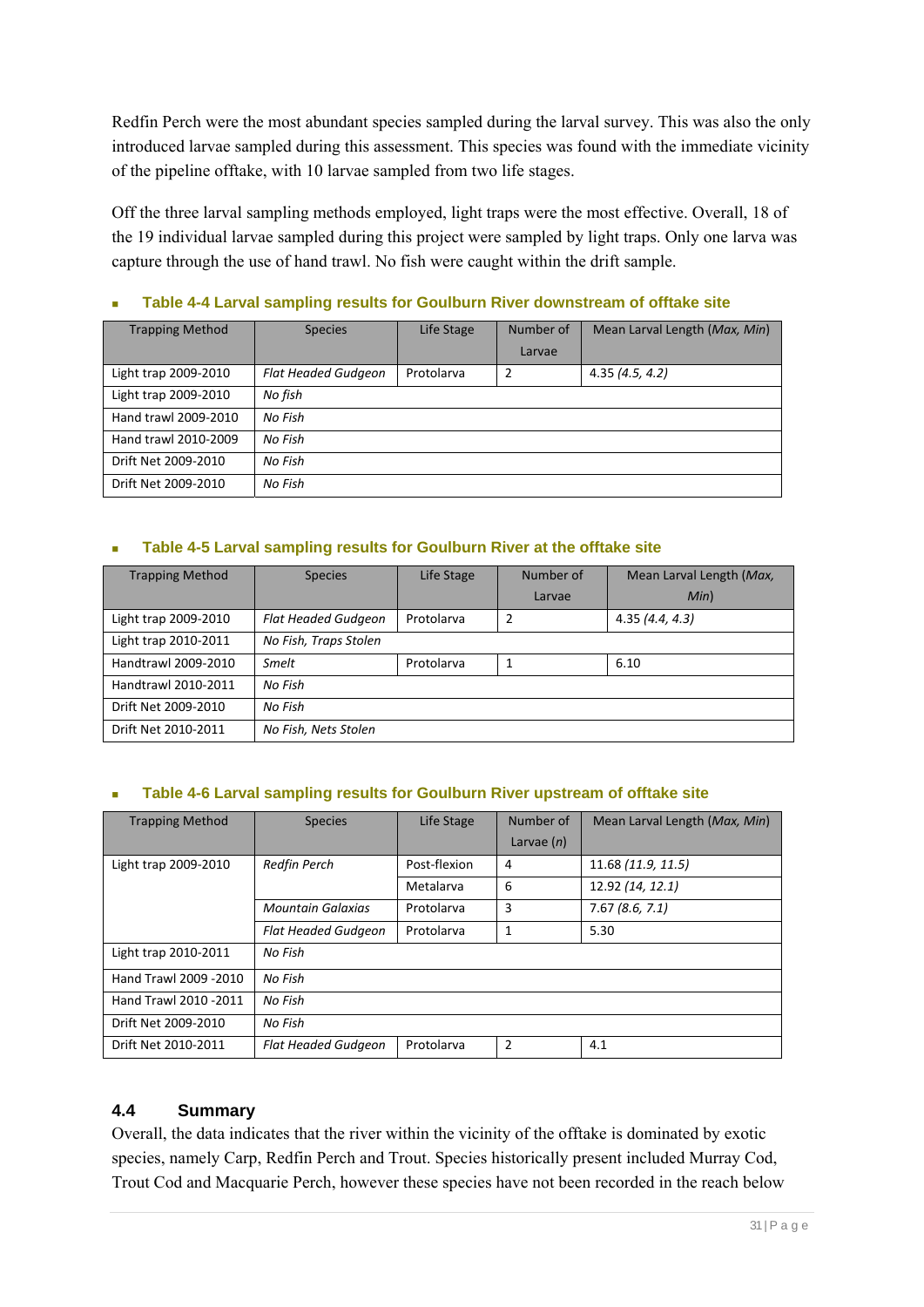Redfin Perch were the most abundant species sampled during the larval survey. This was also the only introduced larvae sampled during this assessment. This species was found with the immediate vicinity of the pipeline offtake, with 10 larvae sampled from two life stages.

Off the three larval sampling methods employed, light traps were the most effective. Overall, 18 of the 19 individual larvae sampled during this project were sampled by light traps. Only one larva was capture through the use of hand trawl. No fish were caught within the drift sample.

- **Table 4-4 Larval sampling results for Goulburn River downstream of offtake site**

| Trapping Method | Species | Life Stage | Number of Larvae | Mean Larval Length (*Max, Min*) |
|---|---|---|---|---|
| Light trap 2009-2010 | *Flat Headed Gudgeon* | Protolarva | 2 | 4.35 *(4.5, 4.2)* |
| Light trap 2009-2010 | *No fish* | | | |
| Hand trawl 2009-2010 | *No Fish* | | | |
| Hand trawl 2010-2009 | *No Fish* | | | |
| Drift Net 2009-2010 | *No Fish* | | | |
| Drift Net 2009-2010 | *No Fish* | | | |

- **Table 4-5 Larval sampling results for Goulburn River at the offtake site**

| Trapping Method | Species | Life Stage | Number of Larvae | Mean Larval Length (*Max, Min*) |
|---|---|---|---|---|
| Light trap 2009-2010 | *Flat Headed Gudgeon* | Protolarva | 2 | 4.35 *(4.4, 4.3)* |
| Light trap 2010-2011 | *No Fish, Traps Stolen* | | | |
| Handtrawl 2009-2010 | *Smelt* | Protolarva | 1 | 6.10 |
| Handtrawl 2010-2011 | *No Fish* | | | |
| Drift Net 2009-2010 | *No Fish* | | | |
| Drift Net 2010-2011 | *No Fish, Nets Stolen* | | | |

- **Table 4-6 Larval sampling results for Goulburn River upstream of offtake site**

| Trapping Method | Species | Life Stage | Number of Larvae (*n*) | Mean Larval Length (*Max, Min*) |
|---|---|---|---|---|
| Light trap 2009-2010 | *Redfin Perch* | Post-flexion | 4 | 11.68 *(11.9, 11.5)* |
| | | Metalarva | 6 | 12.92 *(14, 12.1)* |
| | *Mountain Galaxias* | Protolarva | 3 | 7.67 *(8.6, 7.1)* |
| | *Flat Headed Gudgeon* | Protolarva | 1 | 5.30 |
| Light trap 2010-2011 | *No Fish* | | | |
| Hand Trawl 2009 -2010 | *No Fish* | | | |
| Hand Trawl 2010 -2011 | *No Fish* | | | |
| Drift Net 2009-2010 | *No Fish* | | | |
| Drift Net 2010-2011 | *Flat Headed Gudgeon* | Protolarva | 2 | 4.1 |

## 4.4 Summary

Overall, the data indicates that the river within the vicinity of the offtake is dominated by exotic species, namely Carp, Redfin Perch and Trout. Species historically present included Murray Cod, Trout Cod and Macquarie Perch, however these species have not been recorded in the reach below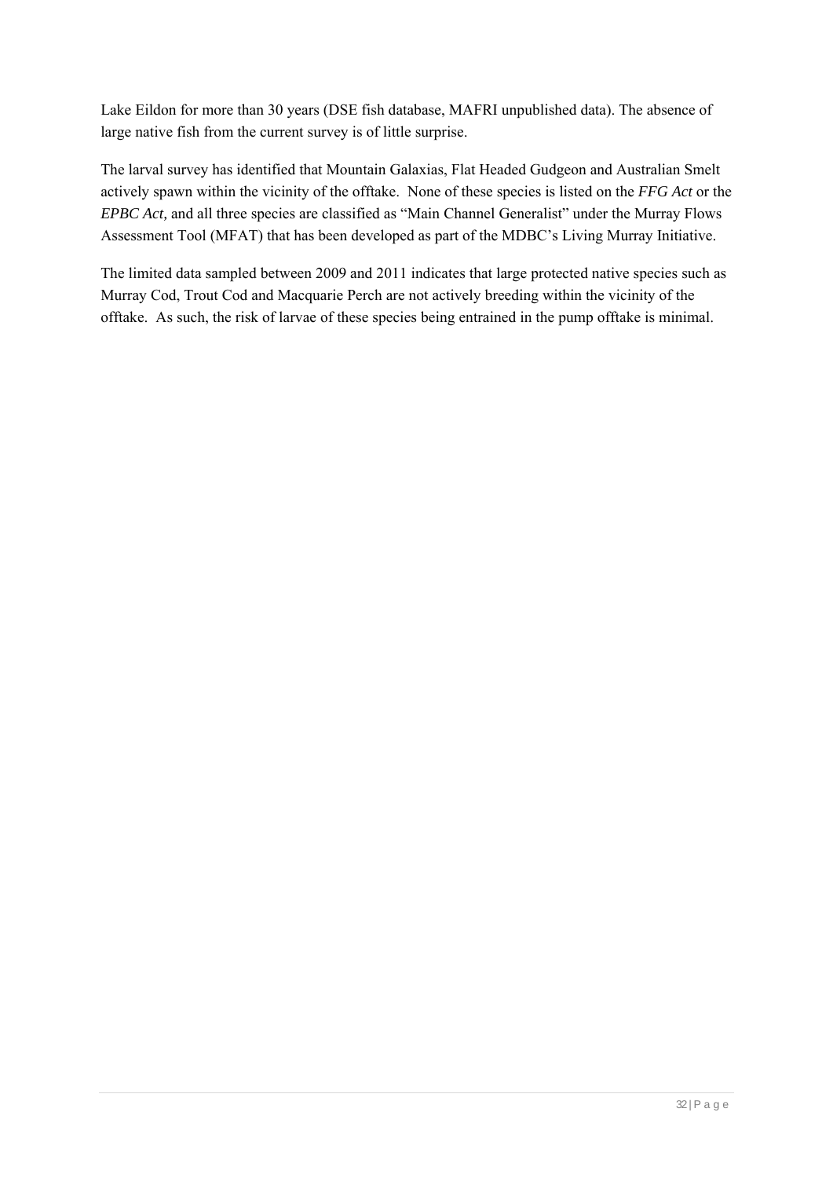Lake Eildon for more than 30 years (DSE fish database, MAFRI unpublished data). The absence of large native fish from the current survey is of little surprise.

The larval survey has identified that Mountain Galaxias, Flat Headed Gudgeon and Australian Smelt actively spawn within the vicinity of the offtake. None of these species is listed on the *FFG Act* or the *EPBC Act,* and all three species are classified as "Main Channel Generalist" under the Murray Flows Assessment Tool (MFAT) that has been developed as part of the MDBC's Living Murray Initiative.

The limited data sampled between 2009 and 2011 indicates that large protected native species such as Murray Cod, Trout Cod and Macquarie Perch are not actively breeding within the vicinity of the offtake. As such, the risk of larvae of these species being entrained in the pump offtake is minimal.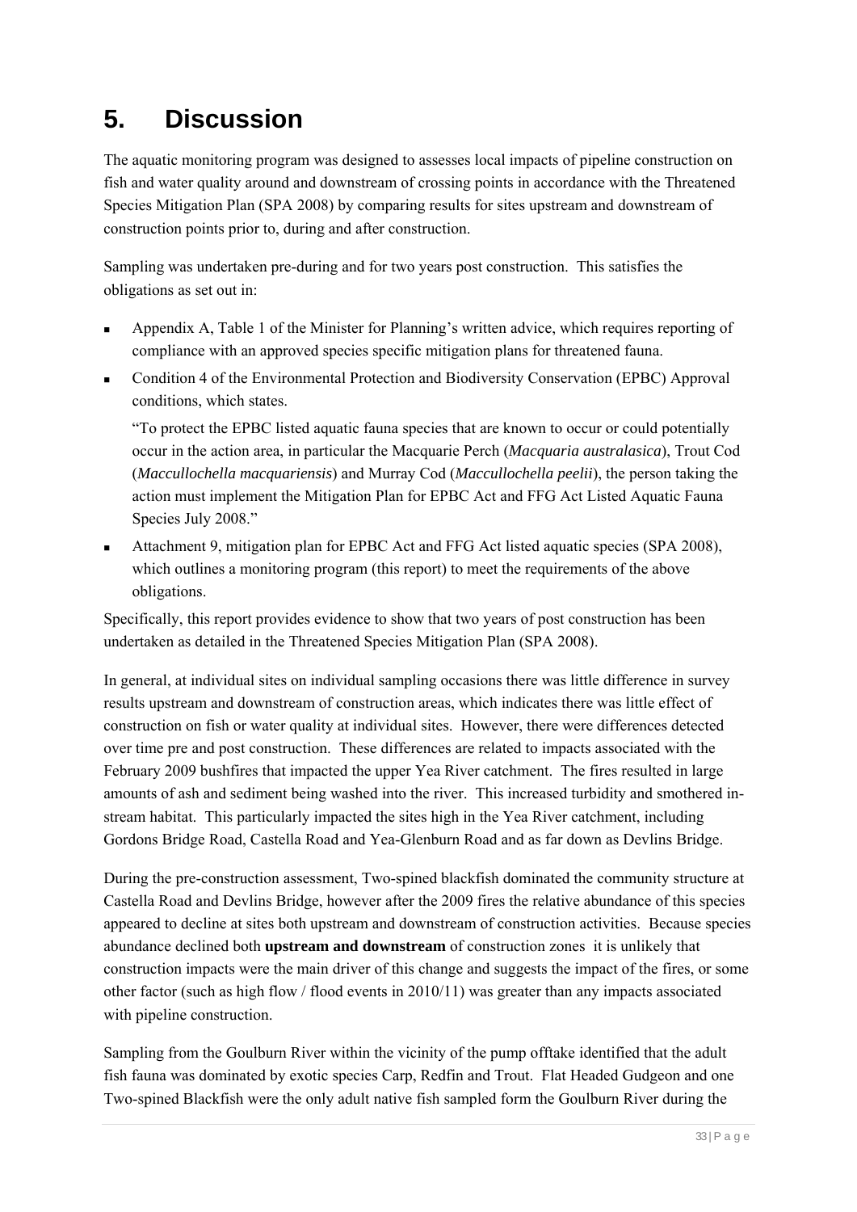# 5. Discussion

The aquatic monitoring program was designed to assesses local impacts of pipeline construction on fish and water quality around and downstream of crossing points in accordance with the Threatened Species Mitigation Plan (SPA 2008) by comparing results for sites upstream and downstream of construction points prior to, during and after construction.

Sampling was undertaken pre-during and for two years post construction. This satisfies the obligations as set out in:

- Appendix A, Table 1 of the Minister for Planning's written advice, which requires reporting of compliance with an approved species specific mitigation plans for threatened fauna.
- Condition 4 of the Environmental Protection and Biodiversity Conservation (EPBC) Approval conditions, which states.

  "To protect the EPBC listed aquatic fauna species that are known to occur or could potentially occur in the action area, in particular the Macquarie Perch (*Macquaria australasica*), Trout Cod (*Maccullochella macquariensis*) and Murray Cod (*Maccullochella peelii*), the person taking the action must implement the Mitigation Plan for EPBC Act and FFG Act Listed Aquatic Fauna Species July 2008."
- Attachment 9, mitigation plan for EPBC Act and FFG Act listed aquatic species (SPA 2008), which outlines a monitoring program (this report) to meet the requirements of the above obligations.

Specifically, this report provides evidence to show that two years of post construction has been undertaken as detailed in the Threatened Species Mitigation Plan (SPA 2008).

In general, at individual sites on individual sampling occasions there was little difference in survey results upstream and downstream of construction areas, which indicates there was little effect of construction on fish or water quality at individual sites. However, there were differences detected over time pre and post construction. These differences are related to impacts associated with the February 2009 bushfires that impacted the upper Yea River catchment. The fires resulted in large amounts of ash and sediment being washed into the river. This increased turbidity and smothered in-stream habitat. This particularly impacted the sites high in the Yea River catchment, including Gordons Bridge Road, Castella Road and Yea-Glenburn Road and as far down as Devlins Bridge.

During the pre-construction assessment, Two-spined blackfish dominated the community structure at Castella Road and Devlins Bridge, however after the 2009 fires the relative abundance of this species appeared to decline at sites both upstream and downstream of construction activities. Because species abundance declined both **upstream and downstream** of construction zones it is unlikely that construction impacts were the main driver of this change and suggests the impact of the fires, or some other factor (such as high flow / flood events in 2010/11) was greater than any impacts associated with pipeline construction.

Sampling from the Goulburn River within the vicinity of the pump offtake identified that the adult fish fauna was dominated by exotic species Carp, Redfin and Trout. Flat Headed Gudgeon and one Two-spined Blackfish were the only adult native fish sampled form the Goulburn River during the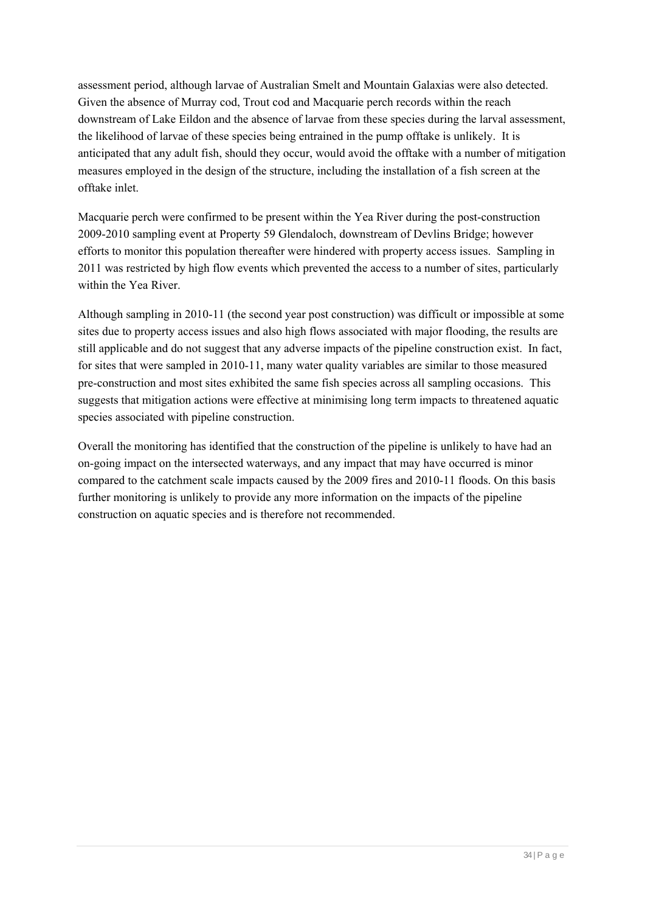assessment period, although larvae of Australian Smelt and Mountain Galaxias were also detected. Given the absence of Murray cod, Trout cod and Macquarie perch records within the reach downstream of Lake Eildon and the absence of larvae from these species during the larval assessment, the likelihood of larvae of these species being entrained in the pump offtake is unlikely. It is anticipated that any adult fish, should they occur, would avoid the offtake with a number of mitigation measures employed in the design of the structure, including the installation of a fish screen at the offtake inlet.

Macquarie perch were confirmed to be present within the Yea River during the post-construction 2009-2010 sampling event at Property 59 Glendaloch, downstream of Devlins Bridge; however efforts to monitor this population thereafter were hindered with property access issues. Sampling in 2011 was restricted by high flow events which prevented the access to a number of sites, particularly within the Yea River.

Although sampling in 2010-11 (the second year post construction) was difficult or impossible at some sites due to property access issues and also high flows associated with major flooding, the results are still applicable and do not suggest that any adverse impacts of the pipeline construction exist. In fact, for sites that were sampled in 2010-11, many water quality variables are similar to those measured pre-construction and most sites exhibited the same fish species across all sampling occasions. This suggests that mitigation actions were effective at minimising long term impacts to threatened aquatic species associated with pipeline construction.

Overall the monitoring has identified that the construction of the pipeline is unlikely to have had an on-going impact on the intersected waterways, and any impact that may have occurred is minor compared to the catchment scale impacts caused by the 2009 fires and 2010-11 floods. On this basis further monitoring is unlikely to provide any more information on the impacts of the pipeline construction on aquatic species and is therefore not recommended.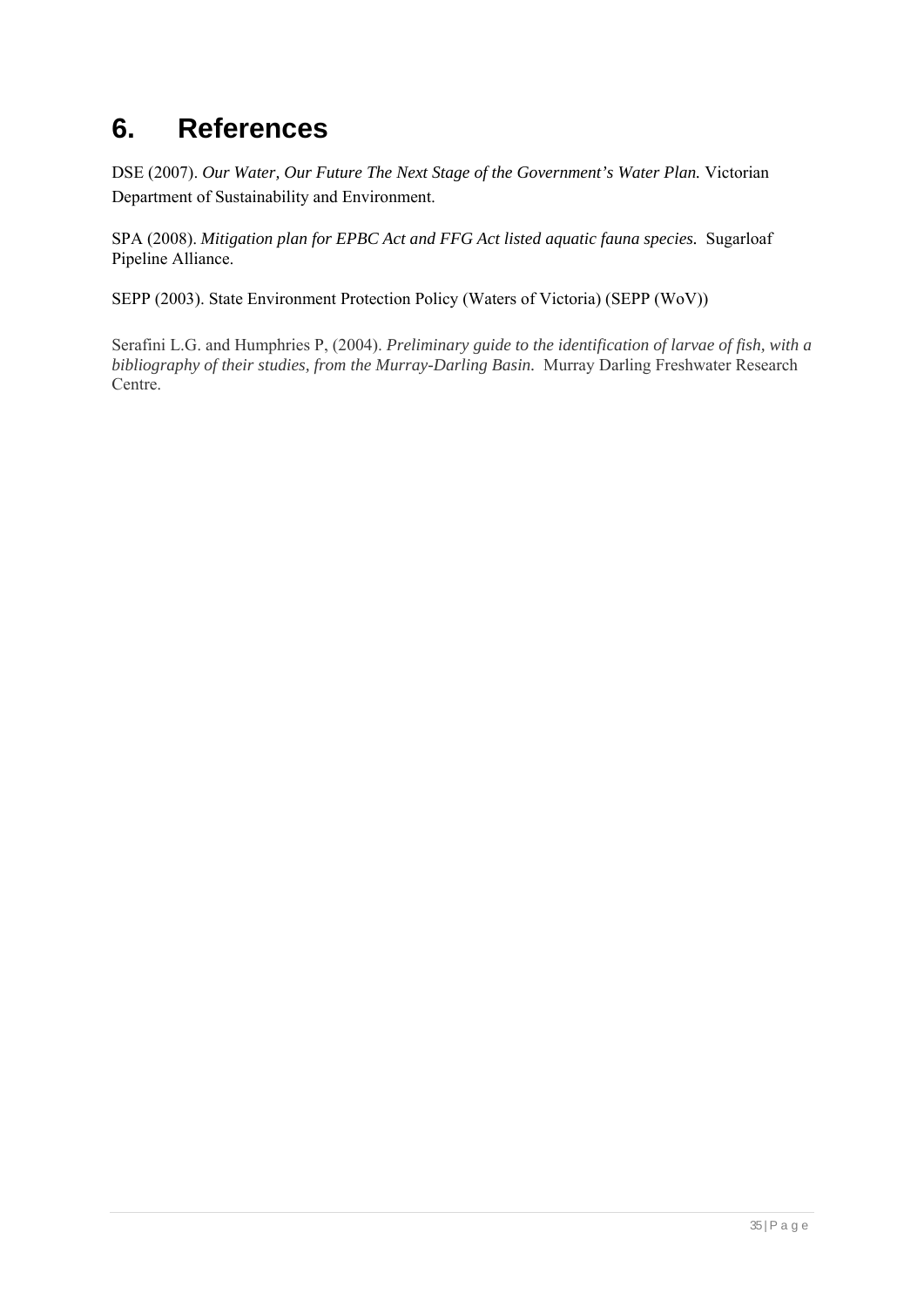# 6. References

DSE (2007). *Our Water, Our Future The Next Stage of the Government's Water Plan.* Victorian Department of Sustainability and Environment.

SPA (2008). *Mitigation plan for EPBC Act and FFG Act listed aquatic fauna species.* Sugarloaf Pipeline Alliance.

SEPP (2003). State Environment Protection Policy (Waters of Victoria) (SEPP (WoV))

Serafini L.G. and Humphries P, (2004). *Preliminary guide to the identification of larvae of fish, with a bibliography of their studies, from the Murray-Darling Basin.* Murray Darling Freshwater Research Centre.